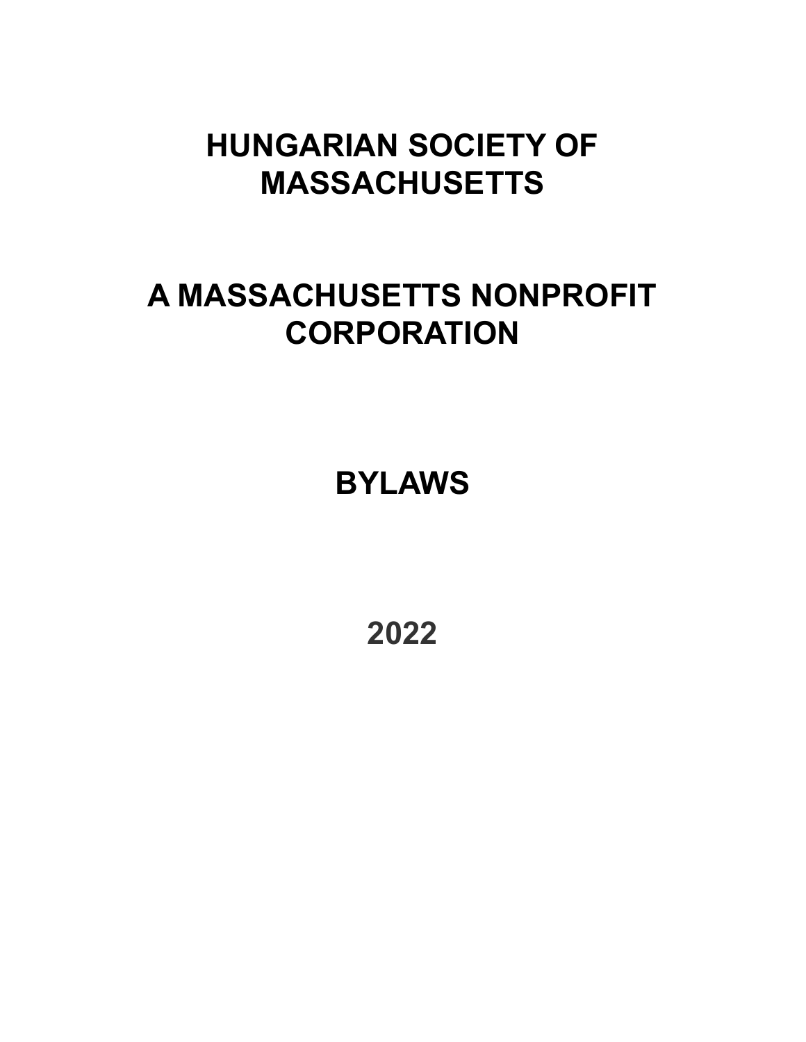# HUNGARIAN SOCIETY OF MASSACHUSETTS

# A MASSACHUSETTS NONPROFIT CORPORATION

# BYLAWS

# 2022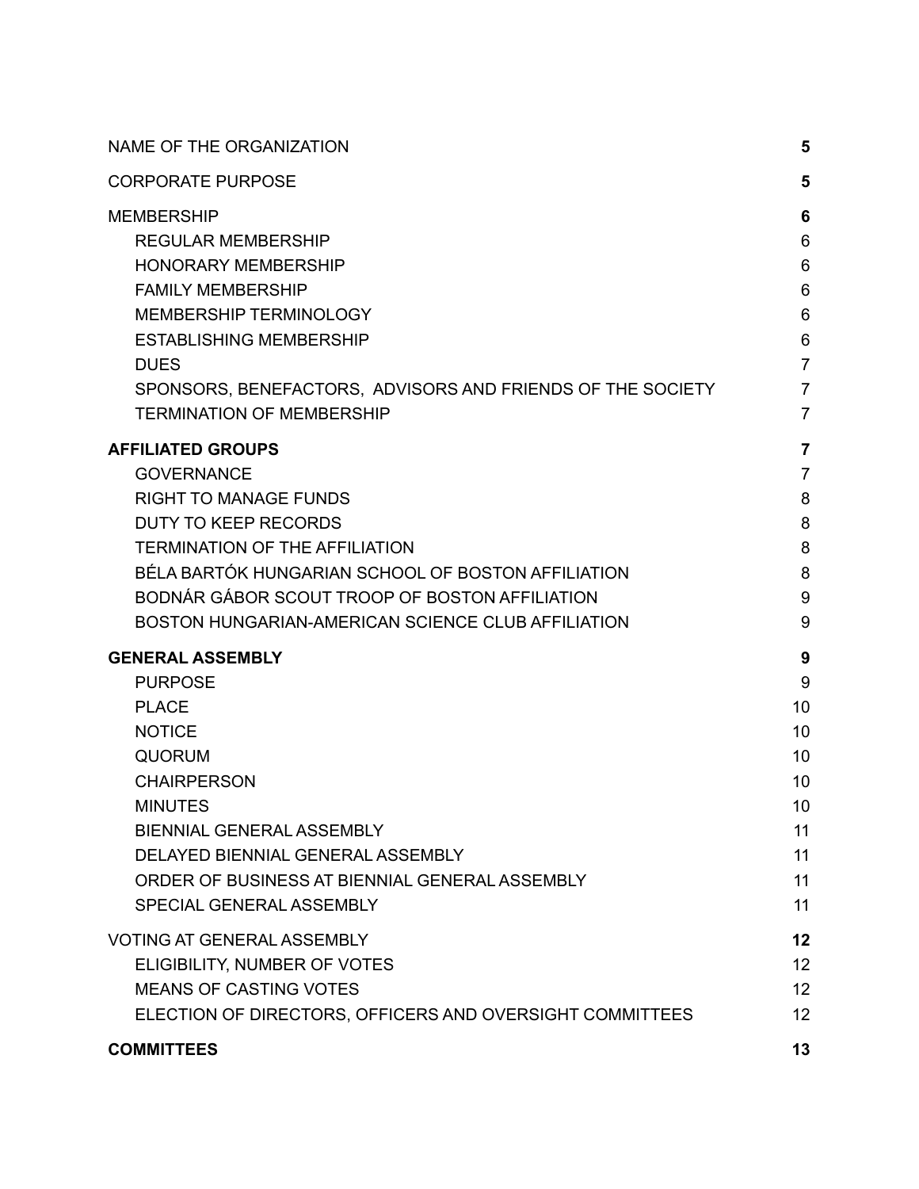| | |
|---|---|
| NAME OF THE ORGANIZATION | **5** |
| CORPORATE PURPOSE | **5** |
| MEMBERSHIP | **6** |
| REGULAR MEMBERSHIP | 6 |
| HONORARY MEMBERSHIP | 6 |
| FAMILY MEMBERSHIP | 6 |
| MEMBERSHIP TERMINOLOGY | 6 |
| ESTABLISHING MEMBERSHIP | 6 |
| DUES | 7 |
| SPONSORS, BENEFACTORS, ADVISORS AND FRIENDS OF THE SOCIETY | 7 |
| TERMINATION OF MEMBERSHIP | 7 |
| **AFFILIATED GROUPS** | **7** |
| GOVERNANCE | 7 |
| RIGHT TO MANAGE FUNDS | 8 |
| DUTY TO KEEP RECORDS | 8 |
| TERMINATION OF THE AFFILIATION | 8 |
| BÉLA BARTÓK HUNGARIAN SCHOOL OF BOSTON AFFILIATION | 8 |
| BODNÁR GÁBOR SCOUT TROOP OF BOSTON AFFILIATION | 9 |
| BOSTON HUNGARIAN-AMERICAN SCIENCE CLUB AFFILIATION | 9 |
| **GENERAL ASSEMBLY** | **9** |
| PURPOSE | 9 |
| PLACE | 10 |
| NOTICE | 10 |
| QUORUM | 10 |
| CHAIRPERSON | 10 |
| MINUTES | 10 |
| BIENNIAL GENERAL ASSEMBLY | 11 |
| DELAYED BIENNIAL GENERAL ASSEMBLY | 11 |
| ORDER OF BUSINESS AT BIENNIAL GENERAL ASSEMBLY | 11 |
| SPECIAL GENERAL ASSEMBLY | 11 |
| VOTING AT GENERAL ASSEMBLY | **12** |
| ELIGIBILITY, NUMBER OF VOTES | 12 |
| MEANS OF CASTING VOTES | 12 |
| ELECTION OF DIRECTORS, OFFICERS AND OVERSIGHT COMMITTEES | 12 |
| **COMMITTEES** | **13** |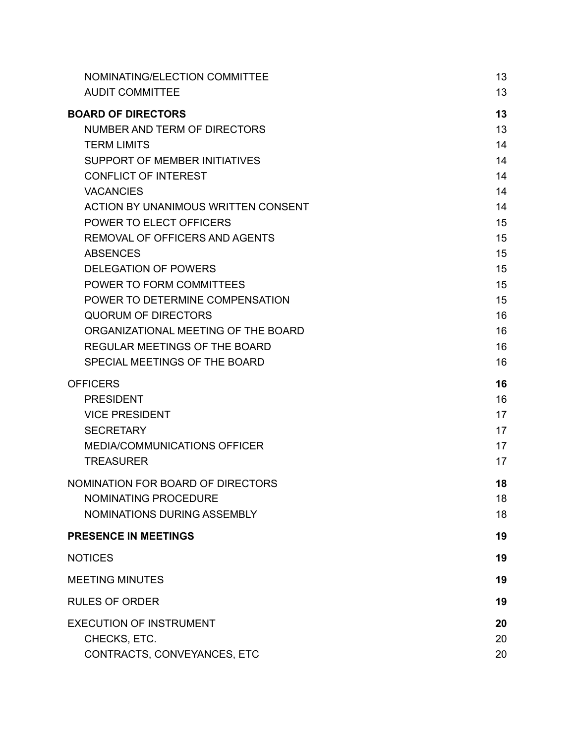| | |
|---|---|
| NOMINATING/ELECTION COMMITTEE | 13 |
| AUDIT COMMITTEE | 13 |
| **BOARD OF DIRECTORS** | **13** |
| NUMBER AND TERM OF DIRECTORS | 13 |
| TERM LIMITS | 14 |
| SUPPORT OF MEMBER INITIATIVES | 14 |
| CONFLICT OF INTEREST | 14 |
| VACANCIES | 14 |
| ACTION BY UNANIMOUS WRITTEN CONSENT | 14 |
| POWER TO ELECT OFFICERS | 15 |
| REMOVAL OF OFFICERS AND AGENTS | 15 |
| ABSENCES | 15 |
| DELEGATION OF POWERS | 15 |
| POWER TO FORM COMMITTEES | 15 |
| POWER TO DETERMINE COMPENSATION | 15 |
| QUORUM OF DIRECTORS | 16 |
| ORGANIZATIONAL MEETING OF THE BOARD | 16 |
| REGULAR MEETINGS OF THE BOARD | 16 |
| SPECIAL MEETINGS OF THE BOARD | 16 |
| OFFICERS | **16** |
| PRESIDENT | 16 |
| VICE PRESIDENT | 17 |
| SECRETARY | 17 |
| MEDIA/COMMUNICATIONS OFFICER | 17 |
| TREASURER | 17 |
| NOMINATION FOR BOARD OF DIRECTORS | **18** |
| NOMINATING PROCEDURE | 18 |
| NOMINATIONS DURING ASSEMBLY | 18 |
| **PRESENCE IN MEETINGS** | **19** |
| NOTICES | **19** |
| MEETING MINUTES | **19** |
| RULES OF ORDER | **19** |
| EXECUTION OF INSTRUMENT | **20** |
| CHECKS, ETC. | 20 |
| CONTRACTS, CONVEYANCES, ETC | 20 |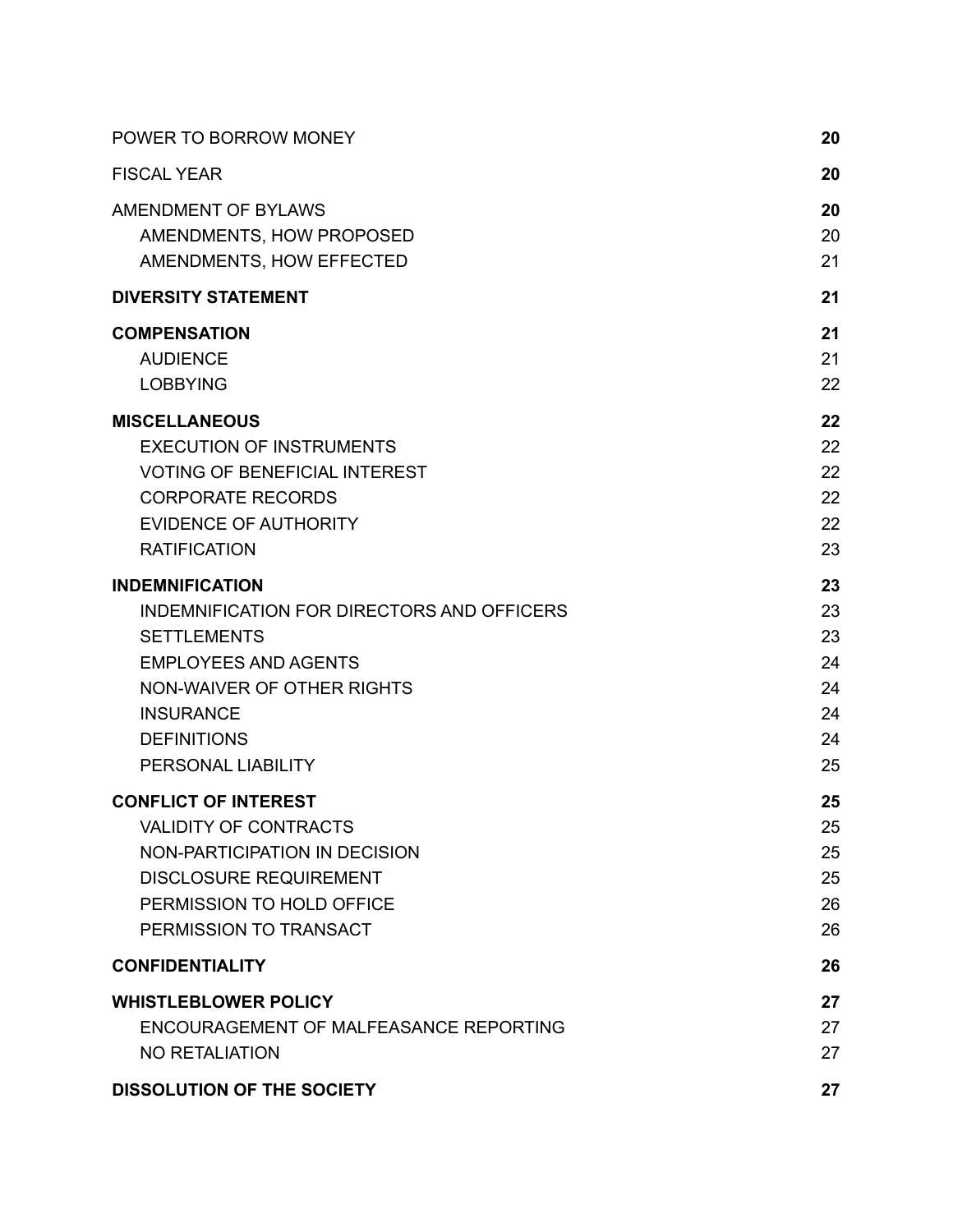| | |
|---|---|
| POWER TO BORROW MONEY | **20** |
| FISCAL YEAR | **20** |
| AMENDMENT OF BYLAWS | **20** |
| &nbsp;&nbsp;&nbsp;&nbsp;AMENDMENTS, HOW PROPOSED | 20 |
| &nbsp;&nbsp;&nbsp;&nbsp;AMENDMENTS, HOW EFFECTED | 21 |
| **DIVERSITY STATEMENT** | **21** |
| **COMPENSATION** | **21** |
| &nbsp;&nbsp;&nbsp;&nbsp;AUDIENCE | 21 |
| &nbsp;&nbsp;&nbsp;&nbsp;LOBBYING | 22 |
| **MISCELLANEOUS** | **22** |
| &nbsp;&nbsp;&nbsp;&nbsp;EXECUTION OF INSTRUMENTS | 22 |
| &nbsp;&nbsp;&nbsp;&nbsp;VOTING OF BENEFICIAL INTEREST | 22 |
| &nbsp;&nbsp;&nbsp;&nbsp;CORPORATE RECORDS | 22 |
| &nbsp;&nbsp;&nbsp;&nbsp;EVIDENCE OF AUTHORITY | 22 |
| &nbsp;&nbsp;&nbsp;&nbsp;RATIFICATION | 23 |
| **INDEMNIFICATION** | **23** |
| &nbsp;&nbsp;&nbsp;&nbsp;INDEMNIFICATION FOR DIRECTORS AND OFFICERS | 23 |
| &nbsp;&nbsp;&nbsp;&nbsp;SETTLEMENTS | 23 |
| &nbsp;&nbsp;&nbsp;&nbsp;EMPLOYEES AND AGENTS | 24 |
| &nbsp;&nbsp;&nbsp;&nbsp;NON-WAIVER OF OTHER RIGHTS | 24 |
| &nbsp;&nbsp;&nbsp;&nbsp;INSURANCE | 24 |
| &nbsp;&nbsp;&nbsp;&nbsp;DEFINITIONS | 24 |
| &nbsp;&nbsp;&nbsp;&nbsp;PERSONAL LIABILITY | 25 |
| **CONFLICT OF INTEREST** | **25** |
| &nbsp;&nbsp;&nbsp;&nbsp;VALIDITY OF CONTRACTS | 25 |
| &nbsp;&nbsp;&nbsp;&nbsp;NON-PARTICIPATION IN DECISION | 25 |
| &nbsp;&nbsp;&nbsp;&nbsp;DISCLOSURE REQUIREMENT | 25 |
| &nbsp;&nbsp;&nbsp;&nbsp;PERMISSION TO HOLD OFFICE | 26 |
| &nbsp;&nbsp;&nbsp;&nbsp;PERMISSION TO TRANSACT | 26 |
| **CONFIDENTIALITY** | **26** |
| **WHISTLEBLOWER POLICY** | **27** |
| &nbsp;&nbsp;&nbsp;&nbsp;ENCOURAGEMENT OF MALFEASANCE REPORTING | 27 |
| &nbsp;&nbsp;&nbsp;&nbsp;NO RETALIATION | 27 |
| **DISSOLUTION OF THE SOCIETY** | **27** |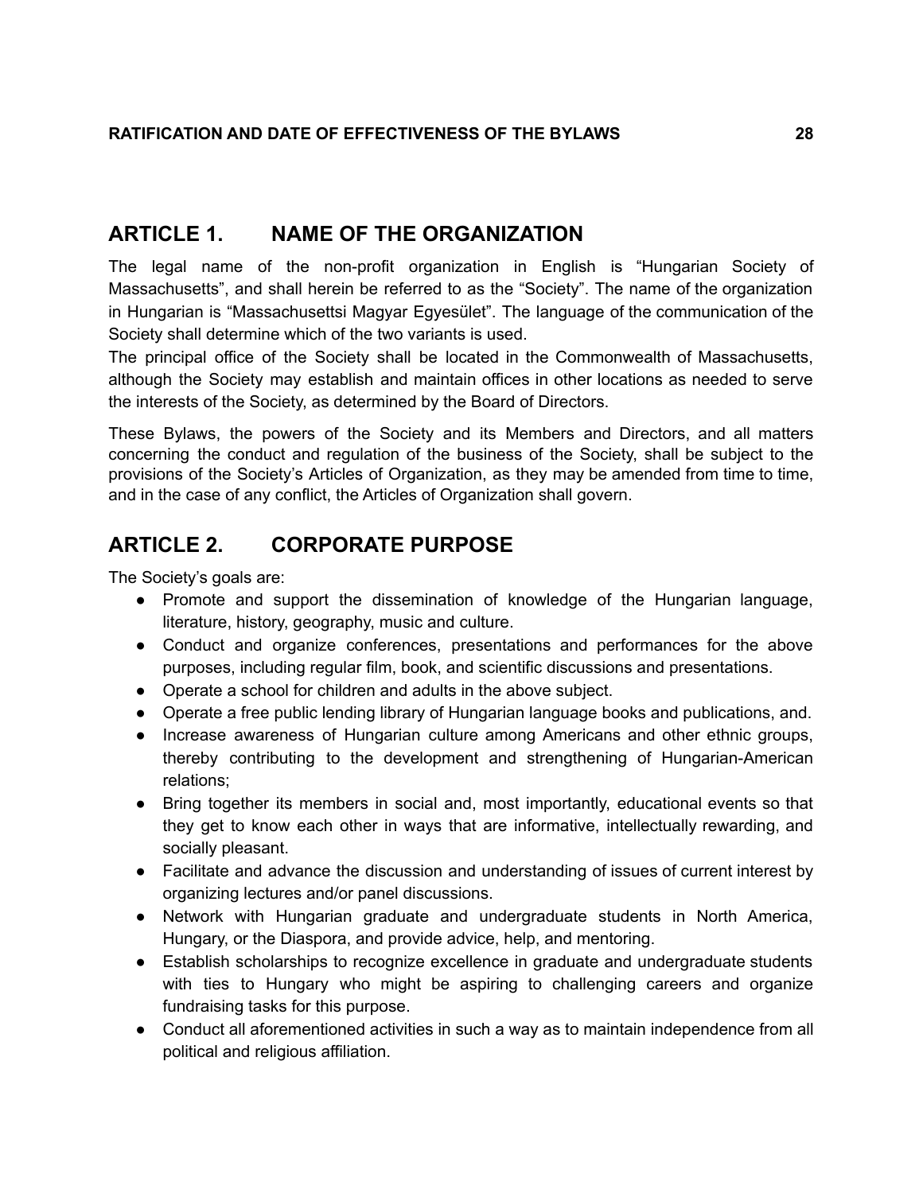**RATIFICATION AND DATE OF EFFECTIVENESS OF THE BYLAWS 28**

## ARTICLE 1. NAME OF THE ORGANIZATION

The legal name of the non-profit organization in English is “Hungarian Society of Massachusetts”, and shall herein be referred to as the “Society”. The name of the organization in Hungarian is “Massachusettsi Magyar Egyesület”. The language of the communication of the Society shall determine which of the two variants is used.

The principal office of the Society shall be located in the Commonwealth of Massachusetts, although the Society may establish and maintain offices in other locations as needed to serve the interests of the Society, as determined by the Board of Directors.

These Bylaws, the powers of the Society and its Members and Directors, and all matters concerning the conduct and regulation of the business of the Society, shall be subject to the provisions of the Society’s Articles of Organization, as they may be amended from time to time, and in the case of any conflict, the Articles of Organization shall govern.

## ARTICLE 2. CORPORATE PURPOSE

The Society’s goals are:

- Promote and support the dissemination of knowledge of the Hungarian language, literature, history, geography, music and culture.
- Conduct and organize conferences, presentations and performances for the above purposes, including regular film, book, and scientific discussions and presentations.
- Operate a school for children and adults in the above subject.
- Operate a free public lending library of Hungarian language books and publications, and.
- Increase awareness of Hungarian culture among Americans and other ethnic groups, thereby contributing to the development and strengthening of Hungarian-American relations;
- Bring together its members in social and, most importantly, educational events so that they get to know each other in ways that are informative, intellectually rewarding, and socially pleasant.
- Facilitate and advance the discussion and understanding of issues of current interest by organizing lectures and/or panel discussions.
- Network with Hungarian graduate and undergraduate students in North America, Hungary, or the Diaspora, and provide advice, help, and mentoring.
- Establish scholarships to recognize excellence in graduate and undergraduate students with ties to Hungary who might be aspiring to challenging careers and organize fundraising tasks for this purpose.
- Conduct all aforementioned activities in such a way as to maintain independence from all political and religious affiliation.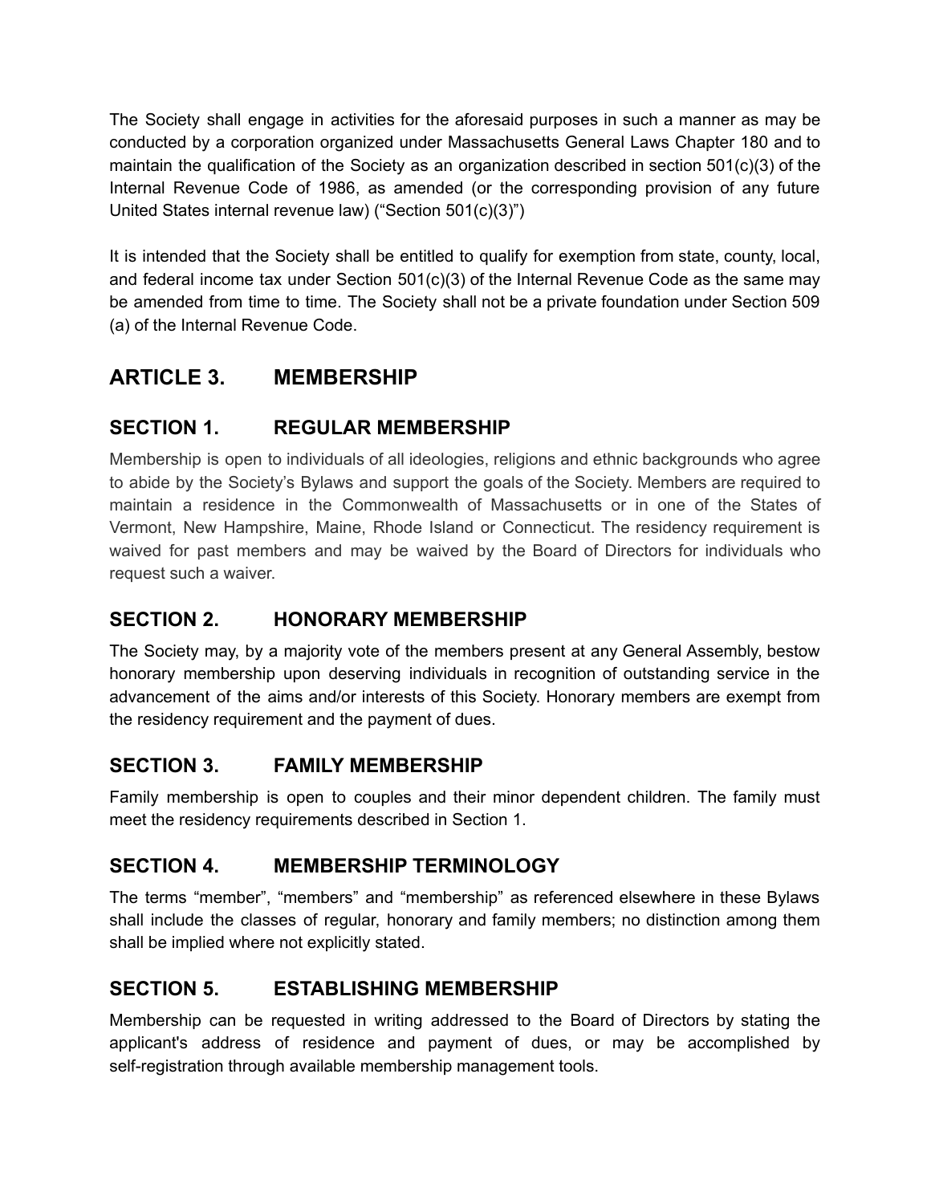The Society shall engage in activities for the aforesaid purposes in such a manner as may be conducted by a corporation organized under Massachusetts General Laws Chapter 180 and to maintain the qualification of the Society as an organization described in section 501(c)(3) of the Internal Revenue Code of 1986, as amended (or the corresponding provision of any future United States internal revenue law) ("Section 501(c)(3)")

It is intended that the Society shall be entitled to qualify for exemption from state, county, local, and federal income tax under Section 501(c)(3) of the Internal Revenue Code as the same may be amended from time to time. The Society shall not be a private foundation under Section 509 (a) of the Internal Revenue Code.

## ARTICLE 3. MEMBERSHIP

## SECTION 1. REGULAR MEMBERSHIP

Membership is open to individuals of all ideologies, religions and ethnic backgrounds who agree to abide by the Society's Bylaws and support the goals of the Society. Members are required to maintain a residence in the Commonwealth of Massachusetts or in one of the States of Vermont, New Hampshire, Maine, Rhode Island or Connecticut. The residency requirement is waived for past members and may be waived by the Board of Directors for individuals who request such a waiver.

## SECTION 2. HONORARY MEMBERSHIP

The Society may, by a majority vote of the members present at any General Assembly, bestow honorary membership upon deserving individuals in recognition of outstanding service in the advancement of the aims and/or interests of this Society. Honorary members are exempt from the residency requirement and the payment of dues.

## SECTION 3. FAMILY MEMBERSHIP

Family membership is open to couples and their minor dependent children. The family must meet the residency requirements described in Section 1.

## SECTION 4. MEMBERSHIP TERMINOLOGY

The terms "member", "members" and "membership" as referenced elsewhere in these Bylaws shall include the classes of regular, honorary and family members; no distinction among them shall be implied where not explicitly stated.

## SECTION 5. ESTABLISHING MEMBERSHIP

Membership can be requested in writing addressed to the Board of Directors by stating the applicant's address of residence and payment of dues, or may be accomplished by self-registration through available membership management tools.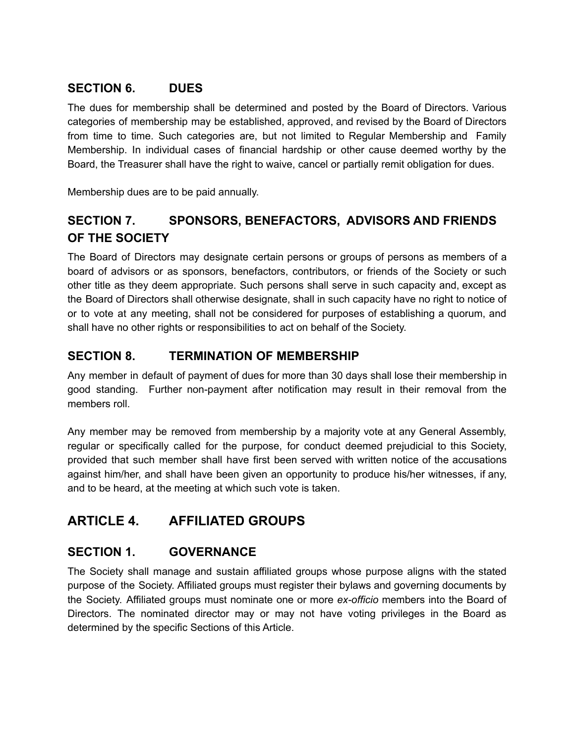### SECTION 6. DUES

The dues for membership shall be determined and posted by the Board of Directors. Various categories of membership may be established, approved, and revised by the Board of Directors from time to time. Such categories are, but not limited to Regular Membership and Family Membership. In individual cases of financial hardship or other cause deemed worthy by the Board, the Treasurer shall have the right to waive, cancel or partially remit obligation for dues.

Membership dues are to be paid annually.

### SECTION 7. SPONSORS, BENEFACTORS, ADVISORS AND FRIENDS OF THE SOCIETY

The Board of Directors may designate certain persons or groups of persons as members of a board of advisors or as sponsors, benefactors, contributors, or friends of the Society or such other title as they deem appropriate. Such persons shall serve in such capacity and, except as the Board of Directors shall otherwise designate, shall in such capacity have no right to notice of or to vote at any meeting, shall not be considered for purposes of establishing a quorum, and shall have no other rights or responsibilities to act on behalf of the Society.

### SECTION 8. TERMINATION OF MEMBERSHIP

Any member in default of payment of dues for more than 30 days shall lose their membership in good standing. Further non-payment after notification may result in their removal from the members roll.

Any member may be removed from membership by a majority vote at any General Assembly, regular or specifically called for the purpose, for conduct deemed prejudicial to this Society, provided that such member shall have first been served with written notice of the accusations against him/her, and shall have been given an opportunity to produce his/her witnesses, if any, and to be heard, at the meeting at which such vote is taken.

## ARTICLE 4. AFFILIATED GROUPS

### SECTION 1. GOVERNANCE

The Society shall manage and sustain affiliated groups whose purpose aligns with the stated purpose of the Society. Affiliated groups must register their bylaws and governing documents by the Society. Affiliated groups must nominate one or more *ex-officio* members into the Board of Directors. The nominated director may or may not have voting privileges in the Board as determined by the specific Sections of this Article.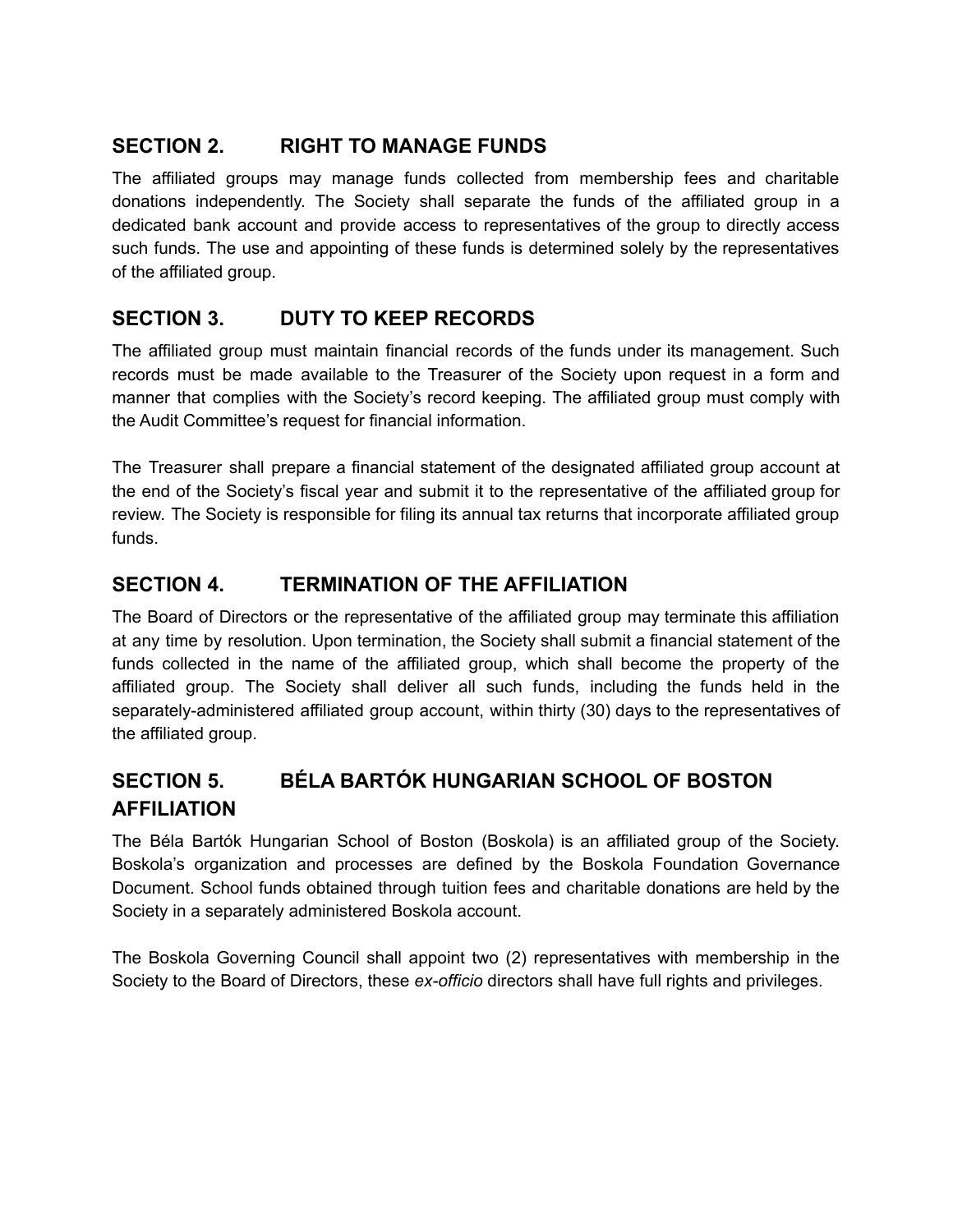## SECTION 2. RIGHT TO MANAGE FUNDS

The affiliated groups may manage funds collected from membership fees and charitable donations independently. The Society shall separate the funds of the affiliated group in a dedicated bank account and provide access to representatives of the group to directly access such funds. The use and appointing of these funds is determined solely by the representatives of the affiliated group.

## SECTION 3. DUTY TO KEEP RECORDS

The affiliated group must maintain financial records of the funds under its management. Such records must be made available to the Treasurer of the Society upon request in a form and manner that complies with the Society's record keeping. The affiliated group must comply with the Audit Committee's request for financial information.

The Treasurer shall prepare a financial statement of the designated affiliated group account at the end of the Society's fiscal year and submit it to the representative of the affiliated group for review. The Society is responsible for filing its annual tax returns that incorporate affiliated group funds.

## SECTION 4. TERMINATION OF THE AFFILIATION

The Board of Directors or the representative of the affiliated group may terminate this affiliation at any time by resolution. Upon termination, the Society shall submit a financial statement of the funds collected in the name of the affiliated group, which shall become the property of the affiliated group. The Society shall deliver all such funds, including the funds held in the separately-administered affiliated group account, within thirty (30) days to the representatives of the affiliated group.

## SECTION 5. BÉLA BARTÓK HUNGARIAN SCHOOL OF BOSTON AFFILIATION

The Béla Bartók Hungarian School of Boston (Boskola) is an affiliated group of the Society. Boskola's organization and processes are defined by the Boskola Foundation Governance Document. School funds obtained through tuition fees and charitable donations are held by the Society in a separately administered Boskola account.

The Boskola Governing Council shall appoint two (2) representatives with membership in the Society to the Board of Directors, these *ex-officio* directors shall have full rights and privileges.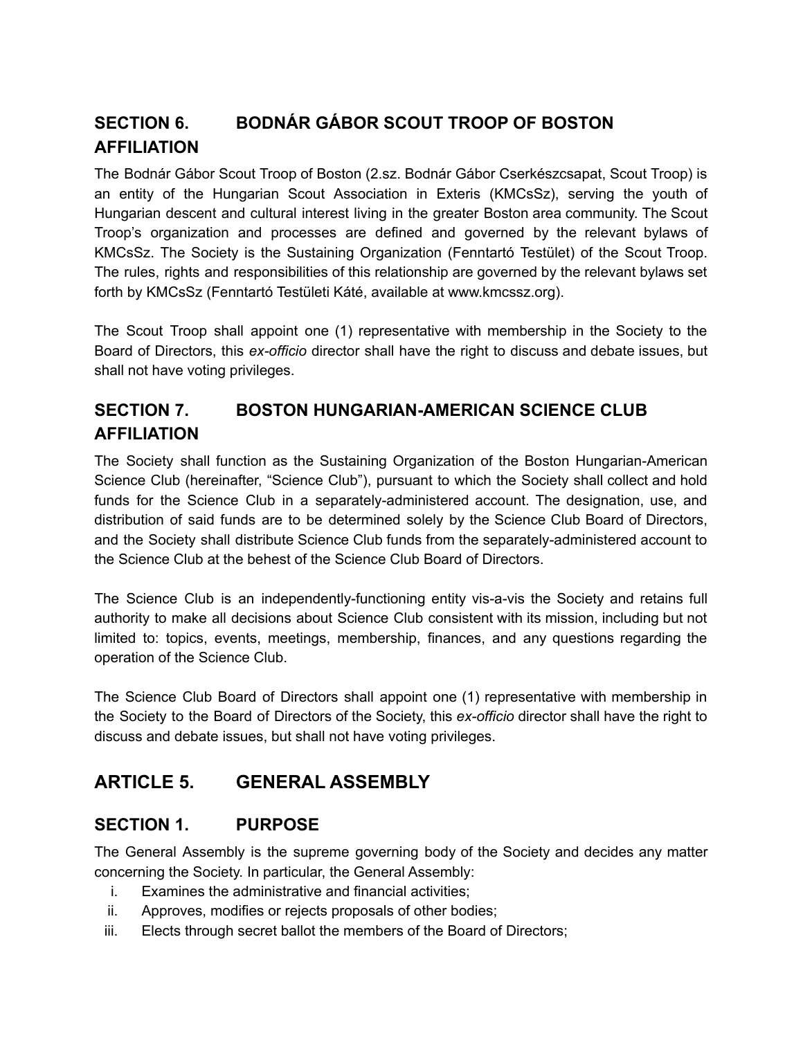### SECTION 6. BODNÁR GÁBOR SCOUT TROOP OF BOSTON AFFILIATION

The Bodnár Gábor Scout Troop of Boston (2.sz. Bodnár Gábor Cserkészcsapat, Scout Troop) is an entity of the Hungarian Scout Association in Exteris (KMCsSz), serving the youth of Hungarian descent and cultural interest living in the greater Boston area community. The Scout Troop's organization and processes are defined and governed by the relevant bylaws of KMCsSz. The Society is the Sustaining Organization (Fenntartó Testület) of the Scout Troop. The rules, rights and responsibilities of this relationship are governed by the relevant bylaws set forth by KMCsSz (Fenntartó Testületi Káté, available at www.kmcssz.org).

The Scout Troop shall appoint one (1) representative with membership in the Society to the Board of Directors, this *ex-officio* director shall have the right to discuss and debate issues, but shall not have voting privileges.

### SECTION 7. BOSTON HUNGARIAN-AMERICAN SCIENCE CLUB AFFILIATION

The Society shall function as the Sustaining Organization of the Boston Hungarian-American Science Club (hereinafter, "Science Club"), pursuant to which the Society shall collect and hold funds for the Science Club in a separately-administered account. The designation, use, and distribution of said funds are to be determined solely by the Science Club Board of Directors, and the Society shall distribute Science Club funds from the separately-administered account to the Science Club at the behest of the Science Club Board of Directors.

The Science Club is an independently-functioning entity vis-a-vis the Society and retains full authority to make all decisions about Science Club consistent with its mission, including but not limited to: topics, events, meetings, membership, finances, and any questions regarding the operation of the Science Club.

The Science Club Board of Directors shall appoint one (1) representative with membership in the Society to the Board of Directors of the Society, this *ex-officio* director shall have the right to discuss and debate issues, but shall not have voting privileges.

## ARTICLE 5. GENERAL ASSEMBLY

### SECTION 1. PURPOSE

The General Assembly is the supreme governing body of the Society and decides any matter concerning the Society. In particular, the General Assembly:

i. Examines the administrative and financial activities;
ii. Approves, modifies or rejects proposals of other bodies;
iii. Elects through secret ballot the members of the Board of Directors;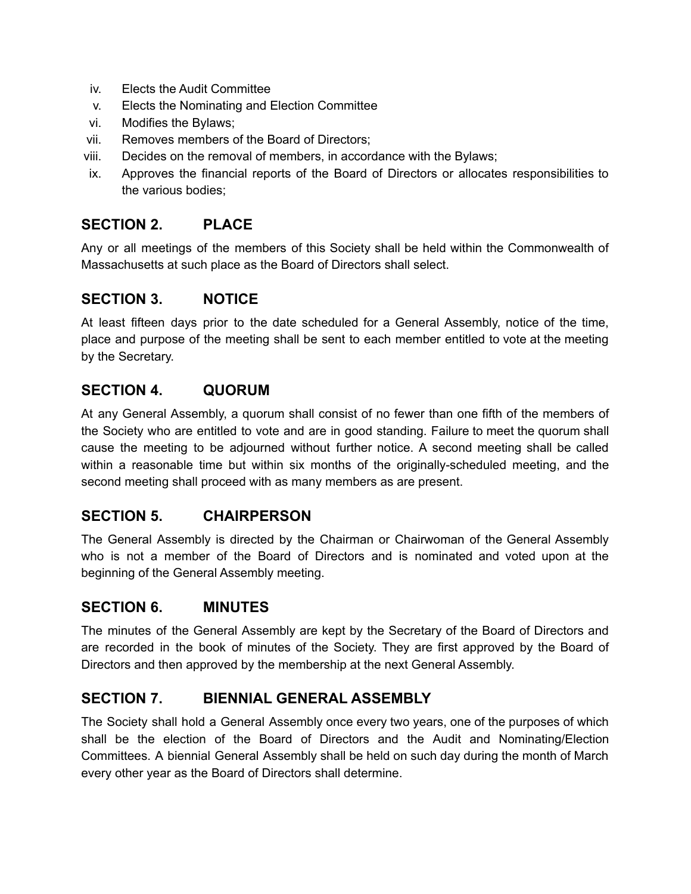iv. Elects the Audit Committee
v. Elects the Nominating and Election Committee
vi. Modifies the Bylaws;
vii. Removes members of the Board of Directors;
viii. Decides on the removal of members, in accordance with the Bylaws;
ix. Approves the financial reports of the Board of Directors or allocates responsibilities to the various bodies;

## SECTION 2. PLACE

Any or all meetings of the members of this Society shall be held within the Commonwealth of Massachusetts at such place as the Board of Directors shall select.

## SECTION 3. NOTICE

At least fifteen days prior to the date scheduled for a General Assembly, notice of the time, place and purpose of the meeting shall be sent to each member entitled to vote at the meeting by the Secretary.

## SECTION 4. QUORUM

At any General Assembly, a quorum shall consist of no fewer than one fifth of the members of the Society who are entitled to vote and are in good standing. Failure to meet the quorum shall cause the meeting to be adjourned without further notice. A second meeting shall be called within a reasonable time but within six months of the originally-scheduled meeting, and the second meeting shall proceed with as many members as are present.

## SECTION 5. CHAIRPERSON

The General Assembly is directed by the Chairman or Chairwoman of the General Assembly who is not a member of the Board of Directors and is nominated and voted upon at the beginning of the General Assembly meeting.

## SECTION 6. MINUTES

The minutes of the General Assembly are kept by the Secretary of the Board of Directors and are recorded in the book of minutes of the Society. They are first approved by the Board of Directors and then approved by the membership at the next General Assembly.

## SECTION 7. BIENNIAL GENERAL ASSEMBLY

The Society shall hold a General Assembly once every two years, one of the purposes of which shall be the election of the Board of Directors and the Audit and Nominating/Election Committees. A biennial General Assembly shall be held on such day during the month of March every other year as the Board of Directors shall determine.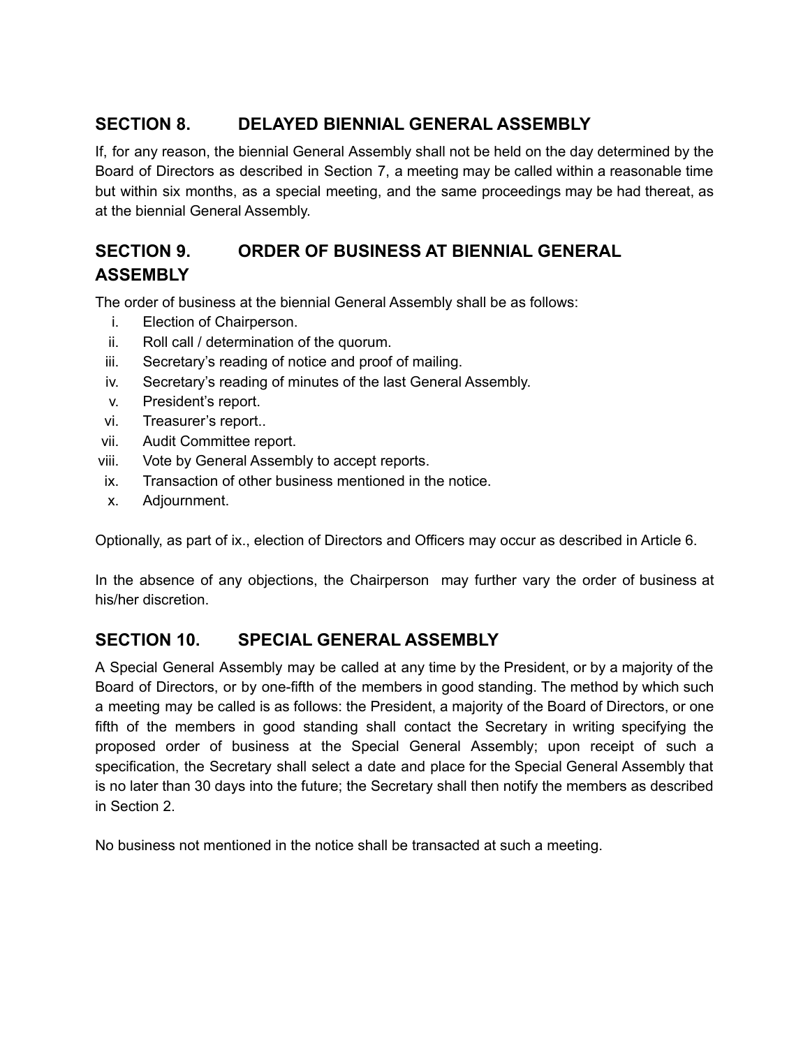## SECTION 8. DELAYED BIENNIAL GENERAL ASSEMBLY

If, for any reason, the biennial General Assembly shall not be held on the day determined by the Board of Directors as described in Section 7, a meeting may be called within a reasonable time but within six months, as a special meeting, and the same proceedings may be had thereat, as at the biennial General Assembly.

## SECTION 9. ORDER OF BUSINESS AT BIENNIAL GENERAL ASSEMBLY

The order of business at the biennial General Assembly shall be as follows:

i. Election of Chairperson.
ii. Roll call / determination of the quorum.
iii. Secretary's reading of notice and proof of mailing.
iv. Secretary's reading of minutes of the last General Assembly.
v. President's report.
vi. Treasurer's report..
vii. Audit Committee report.
viii. Vote by General Assembly to accept reports.
ix. Transaction of other business mentioned in the notice.
x. Adjournment.

Optionally, as part of ix., election of Directors and Officers may occur as described in Article 6.

In the absence of any objections, the Chairperson may further vary the order of business at his/her discretion.

## SECTION 10. SPECIAL GENERAL ASSEMBLY

A Special General Assembly may be called at any time by the President, or by a majority of the Board of Directors, or by one-fifth of the members in good standing. The method by which such a meeting may be called is as follows: the President, a majority of the Board of Directors, or one fifth of the members in good standing shall contact the Secretary in writing specifying the proposed order of business at the Special General Assembly; upon receipt of such a specification, the Secretary shall select a date and place for the Special General Assembly that is no later than 30 days into the future; the Secretary shall then notify the members as described in Section 2.

No business not mentioned in the notice shall be transacted at such a meeting.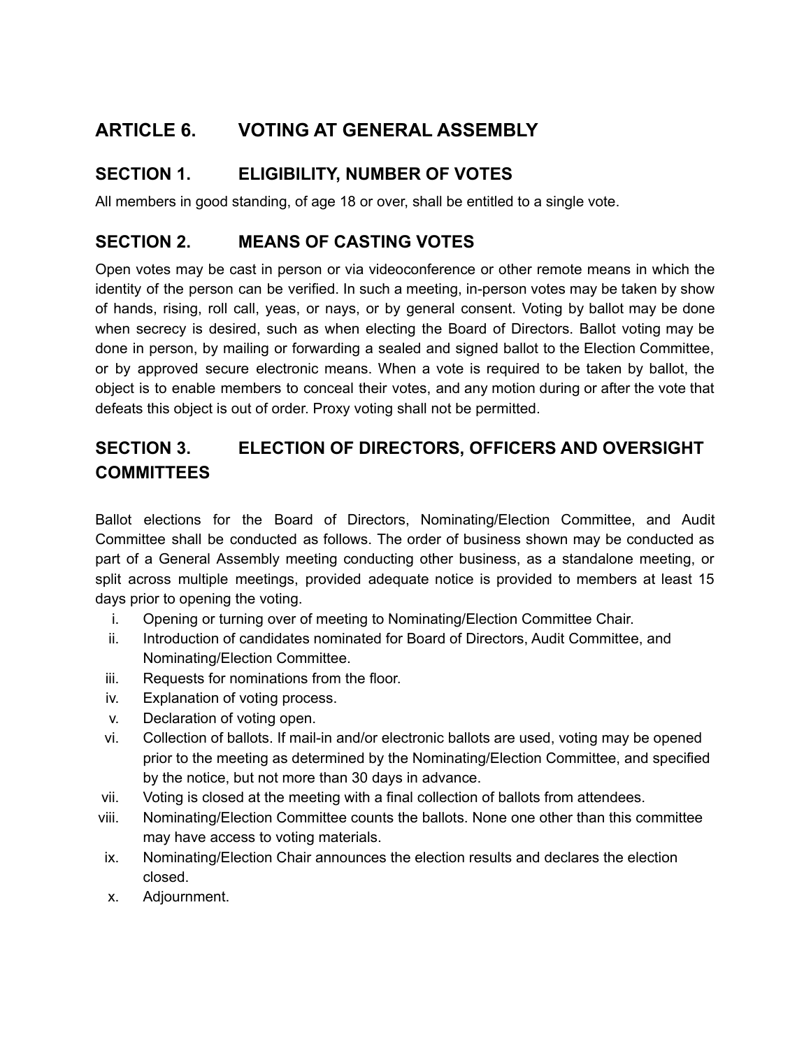## ARTICLE 6. VOTING AT GENERAL ASSEMBLY

### SECTION 1. ELIGIBILITY, NUMBER OF VOTES

All members in good standing, of age 18 or over, shall be entitled to a single vote.

### SECTION 2. MEANS OF CASTING VOTES

Open votes may be cast in person or via videoconference or other remote means in which the identity of the person can be verified. In such a meeting, in-person votes may be taken by show of hands, rising, roll call, yeas, or nays, or by general consent. Voting by ballot may be done when secrecy is desired, such as when electing the Board of Directors. Ballot voting may be done in person, by mailing or forwarding a sealed and signed ballot to the Election Committee, or by approved secure electronic means. When a vote is required to be taken by ballot, the object is to enable members to conceal their votes, and any motion during or after the vote that defeats this object is out of order. Proxy voting shall not be permitted.

### SECTION 3. ELECTION OF DIRECTORS, OFFICERS AND OVERSIGHT COMMITTEES

Ballot elections for the Board of Directors, Nominating/Election Committee, and Audit Committee shall be conducted as follows. The order of business shown may be conducted as part of a General Assembly meeting conducting other business, as a standalone meeting, or split across multiple meetings, provided adequate notice is provided to members at least 15 days prior to opening the voting.

i. Opening or turning over of meeting to Nominating/Election Committee Chair.
ii. Introduction of candidates nominated for Board of Directors, Audit Committee, and Nominating/Election Committee.
iii. Requests for nominations from the floor.
iv. Explanation of voting process.
v. Declaration of voting open.
vi. Collection of ballots. If mail-in and/or electronic ballots are used, voting may be opened prior to the meeting as determined by the Nominating/Election Committee, and specified by the notice, but not more than 30 days in advance.
vii. Voting is closed at the meeting with a final collection of ballots from attendees.
viii. Nominating/Election Committee counts the ballots. None one other than this committee may have access to voting materials.
ix. Nominating/Election Chair announces the election results and declares the election closed.
x. Adjournment.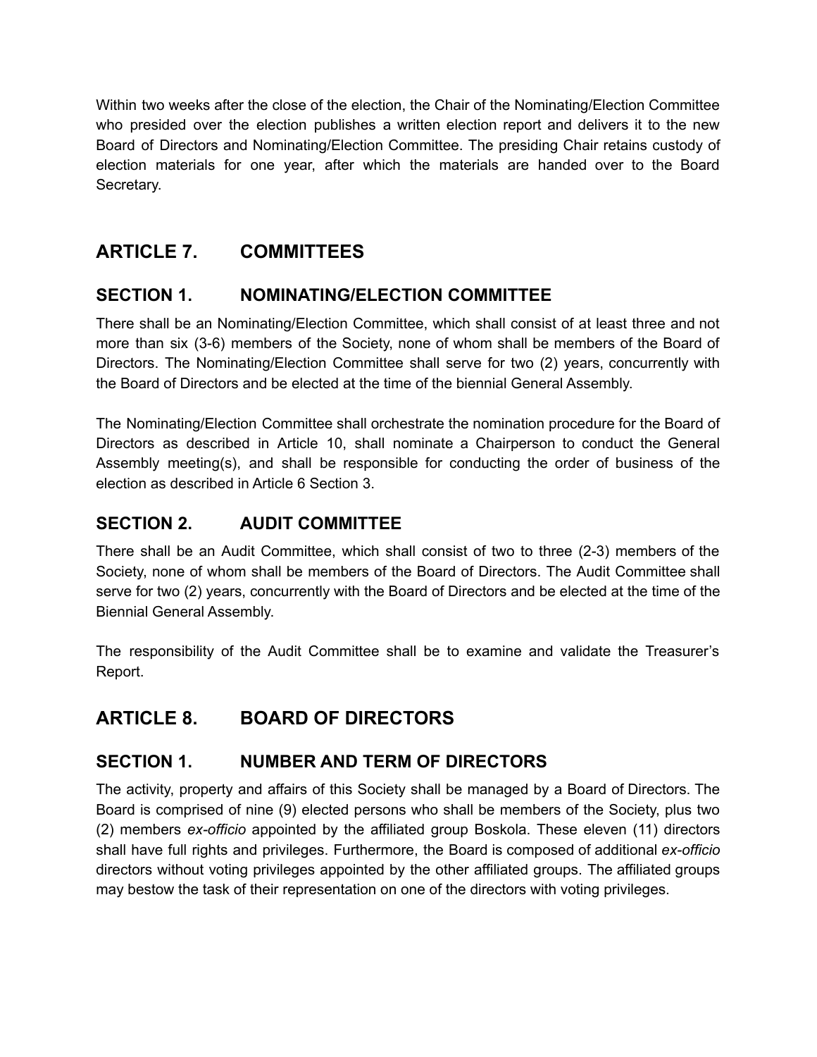Within two weeks after the close of the election, the Chair of the Nominating/Election Committee who presided over the election publishes a written election report and delivers it to the new Board of Directors and Nominating/Election Committee. The presiding Chair retains custody of election materials for one year, after which the materials are handed over to the Board Secretary.

# ARTICLE 7. COMMITTEES

## SECTION 1. NOMINATING/ELECTION COMMITTEE

There shall be an Nominating/Election Committee, which shall consist of at least three and not more than six (3-6) members of the Society, none of whom shall be members of the Board of Directors. The Nominating/Election Committee shall serve for two (2) years, concurrently with the Board of Directors and be elected at the time of the biennial General Assembly.

The Nominating/Election Committee shall orchestrate the nomination procedure for the Board of Directors as described in Article 10, shall nominate a Chairperson to conduct the General Assembly meeting(s), and shall be responsible for conducting the order of business of the election as described in Article 6 Section 3.

## SECTION 2. AUDIT COMMITTEE

There shall be an Audit Committee, which shall consist of two to three (2-3) members of the Society, none of whom shall be members of the Board of Directors. The Audit Committee shall serve for two (2) years, concurrently with the Board of Directors and be elected at the time of the Biennial General Assembly.

The responsibility of the Audit Committee shall be to examine and validate the Treasurer's Report.

# ARTICLE 8. BOARD OF DIRECTORS

## SECTION 1. NUMBER AND TERM OF DIRECTORS

The activity, property and affairs of this Society shall be managed by a Board of Directors. The Board is comprised of nine (9) elected persons who shall be members of the Society, plus two (2) members *ex-officio* appointed by the affiliated group Boskola. These eleven (11) directors shall have full rights and privileges. Furthermore, the Board is composed of additional *ex-officio* directors without voting privileges appointed by the other affiliated groups. The affiliated groups may bestow the task of their representation on one of the directors with voting privileges.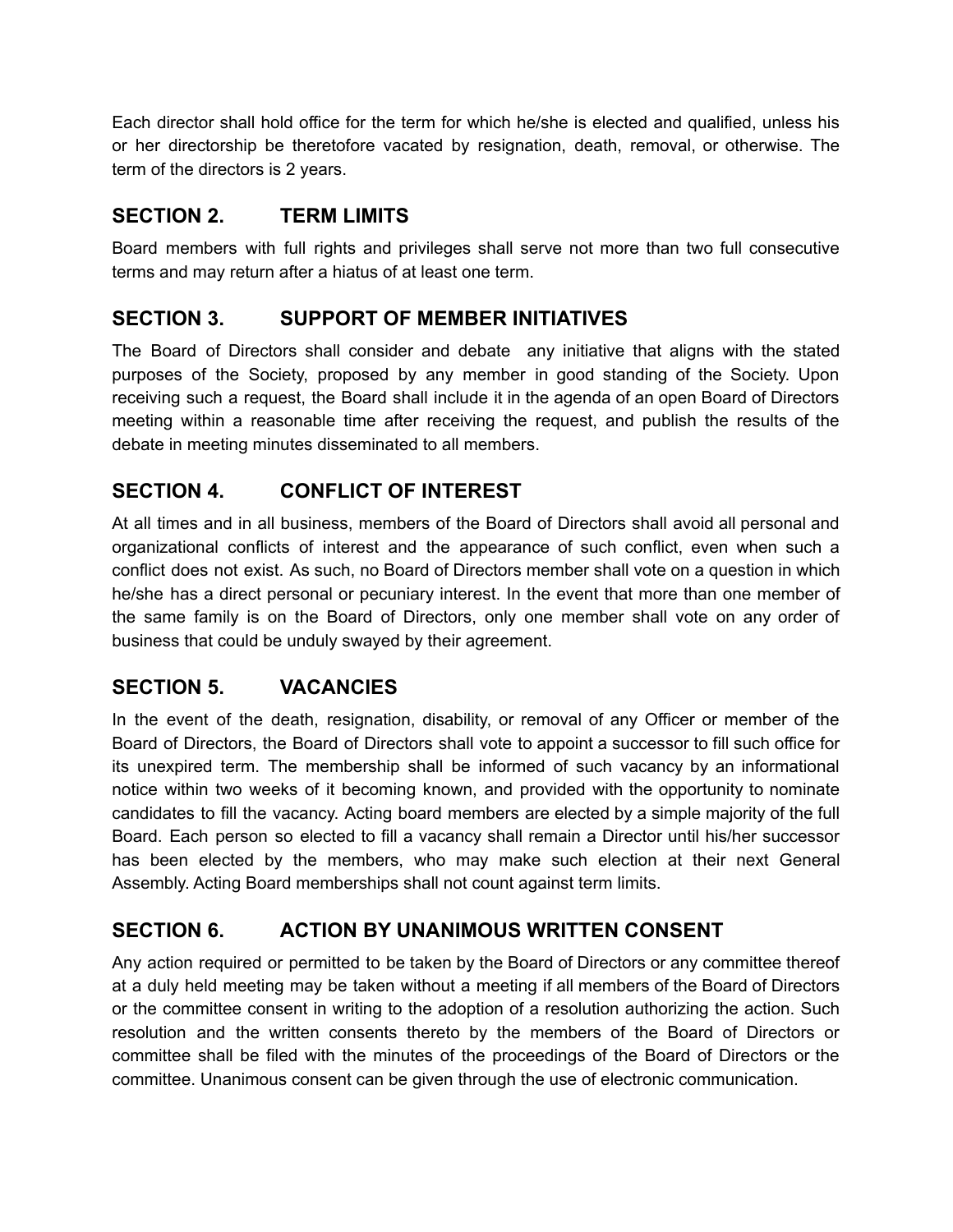Each director shall hold office for the term for which he/she is elected and qualified, unless his or her directorship be theretofore vacated by resignation, death, removal, or otherwise. The term of the directors is 2 years.

## SECTION 2. TERM LIMITS

Board members with full rights and privileges shall serve not more than two full consecutive terms and may return after a hiatus of at least one term.

## SECTION 3. SUPPORT OF MEMBER INITIATIVES

The Board of Directors shall consider and debate any initiative that aligns with the stated purposes of the Society, proposed by any member in good standing of the Society. Upon receiving such a request, the Board shall include it in the agenda of an open Board of Directors meeting within a reasonable time after receiving the request, and publish the results of the debate in meeting minutes disseminated to all members.

## SECTION 4. CONFLICT OF INTEREST

At all times and in all business, members of the Board of Directors shall avoid all personal and organizational conflicts of interest and the appearance of such conflict, even when such a conflict does not exist. As such, no Board of Directors member shall vote on a question in which he/she has a direct personal or pecuniary interest. In the event that more than one member of the same family is on the Board of Directors, only one member shall vote on any order of business that could be unduly swayed by their agreement.

## SECTION 5. VACANCIES

In the event of the death, resignation, disability, or removal of any Officer or member of the Board of Directors, the Board of Directors shall vote to appoint a successor to fill such office for its unexpired term. The membership shall be informed of such vacancy by an informational notice within two weeks of it becoming known, and provided with the opportunity to nominate candidates to fill the vacancy. Acting board members are elected by a simple majority of the full Board. Each person so elected to fill a vacancy shall remain a Director until his/her successor has been elected by the members, who may make such election at their next General Assembly. Acting Board memberships shall not count against term limits.

## SECTION 6. ACTION BY UNANIMOUS WRITTEN CONSENT

Any action required or permitted to be taken by the Board of Directors or any committee thereof at a duly held meeting may be taken without a meeting if all members of the Board of Directors or the committee consent in writing to the adoption of a resolution authorizing the action. Such resolution and the written consents thereto by the members of the Board of Directors or committee shall be filed with the minutes of the proceedings of the Board of Directors or the committee. Unanimous consent can be given through the use of electronic communication.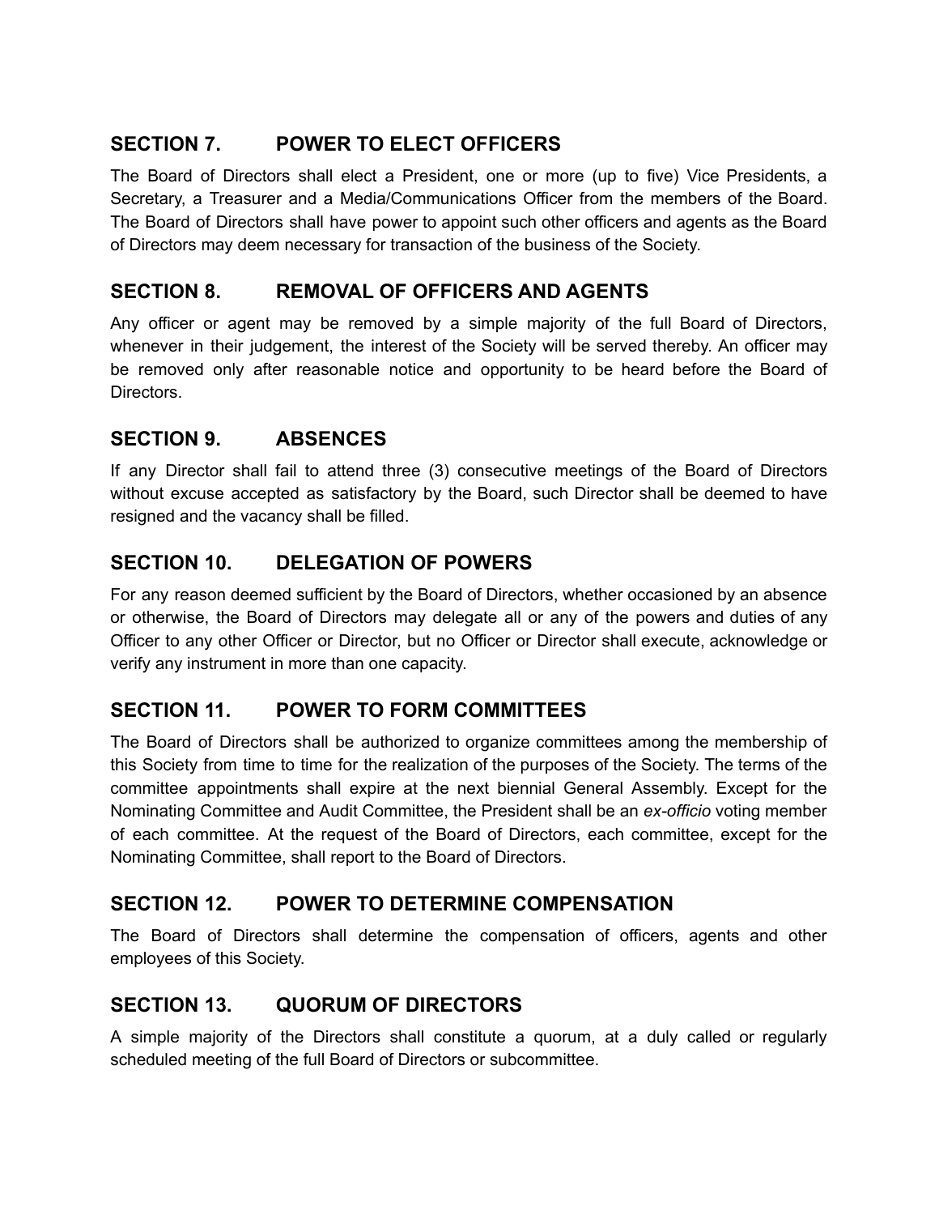## SECTION 7. POWER TO ELECT OFFICERS

The Board of Directors shall elect a President, one or more (up to five) Vice Presidents, a Secretary, a Treasurer and a Media/Communications Officer from the members of the Board. The Board of Directors shall have power to appoint such other officers and agents as the Board of Directors may deem necessary for transaction of the business of the Society.

## SECTION 8. REMOVAL OF OFFICERS AND AGENTS

Any officer or agent may be removed by a simple majority of the full Board of Directors, whenever in their judgement, the interest of the Society will be served thereby. An officer may be removed only after reasonable notice and opportunity to be heard before the Board of Directors.

## SECTION 9. ABSENCES

If any Director shall fail to attend three (3) consecutive meetings of the Board of Directors without excuse accepted as satisfactory by the Board, such Director shall be deemed to have resigned and the vacancy shall be filled.

## SECTION 10. DELEGATION OF POWERS

For any reason deemed sufficient by the Board of Directors, whether occasioned by an absence or otherwise, the Board of Directors may delegate all or any of the powers and duties of any Officer to any other Officer or Director, but no Officer or Director shall execute, acknowledge or verify any instrument in more than one capacity.

## SECTION 11. POWER TO FORM COMMITTEES

The Board of Directors shall be authorized to organize committees among the membership of this Society from time to time for the realization of the purposes of the Society. The terms of the committee appointments shall expire at the next biennial General Assembly. Except for the Nominating Committee and Audit Committee, the President shall be an *ex-officio* voting member of each committee. At the request of the Board of Directors, each committee, except for the Nominating Committee, shall report to the Board of Directors.

## SECTION 12. POWER TO DETERMINE COMPENSATION

The Board of Directors shall determine the compensation of officers, agents and other employees of this Society.

## SECTION 13. QUORUM OF DIRECTORS

A simple majority of the Directors shall constitute a quorum, at a duly called or regularly scheduled meeting of the full Board of Directors or subcommittee.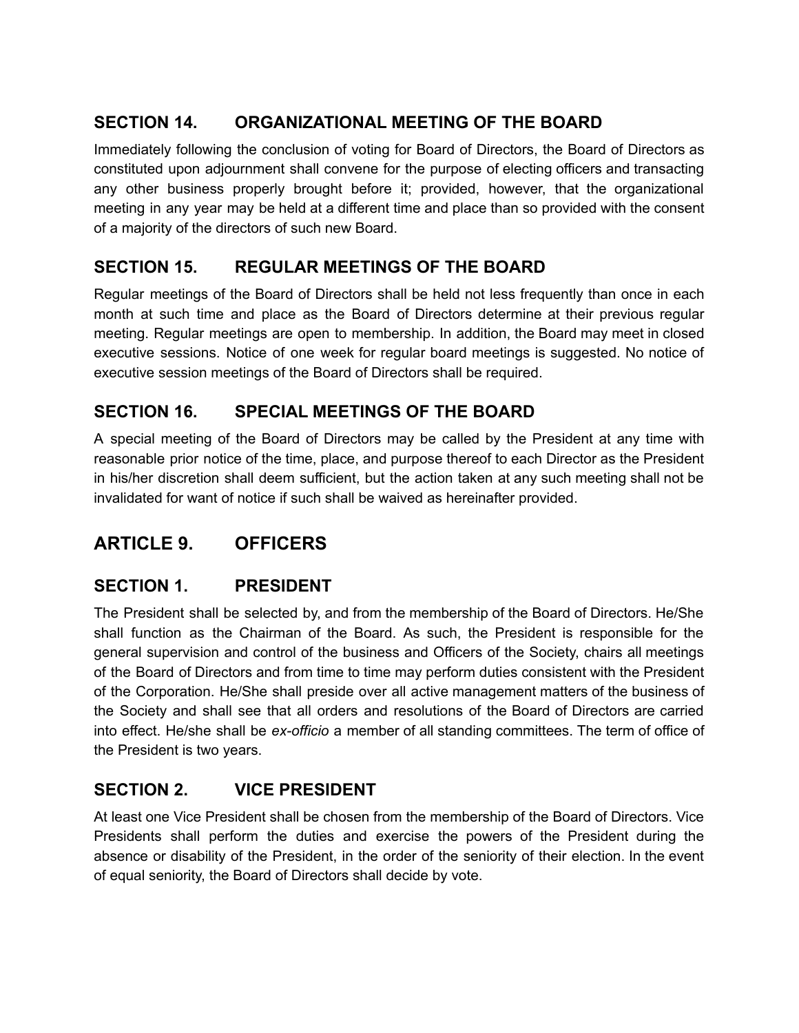### SECTION 14. ORGANIZATIONAL MEETING OF THE BOARD

Immediately following the conclusion of voting for Board of Directors, the Board of Directors as constituted upon adjournment shall convene for the purpose of electing officers and transacting any other business properly brought before it; provided, however, that the organizational meeting in any year may be held at a different time and place than so provided with the consent of a majority of the directors of such new Board.

### SECTION 15. REGULAR MEETINGS OF THE BOARD

Regular meetings of the Board of Directors shall be held not less frequently than once in each month at such time and place as the Board of Directors determine at their previous regular meeting. Regular meetings are open to membership. In addition, the Board may meet in closed executive sessions. Notice of one week for regular board meetings is suggested. No notice of executive session meetings of the Board of Directors shall be required.

### SECTION 16. SPECIAL MEETINGS OF THE BOARD

A special meeting of the Board of Directors may be called by the President at any time with reasonable prior notice of the time, place, and purpose thereof to each Director as the President in his/her discretion shall deem sufficient, but the action taken at any such meeting shall not be invalidated for want of notice if such shall be waived as hereinafter provided.

## ARTICLE 9. OFFICERS

### SECTION 1. PRESIDENT

The President shall be selected by, and from the membership of the Board of Directors. He/She shall function as the Chairman of the Board. As such, the President is responsible for the general supervision and control of the business and Officers of the Society, chairs all meetings of the Board of Directors and from time to time may perform duties consistent with the President of the Corporation. He/She shall preside over all active management matters of the business of the Society and shall see that all orders and resolutions of the Board of Directors are carried into effect. He/she shall be *ex-officio* a member of all standing committees. The term of office of the President is two years.

### SECTION 2. VICE PRESIDENT

At least one Vice President shall be chosen from the membership of the Board of Directors. Vice Presidents shall perform the duties and exercise the powers of the President during the absence or disability of the President, in the order of the seniority of their election. In the event of equal seniority, the Board of Directors shall decide by vote.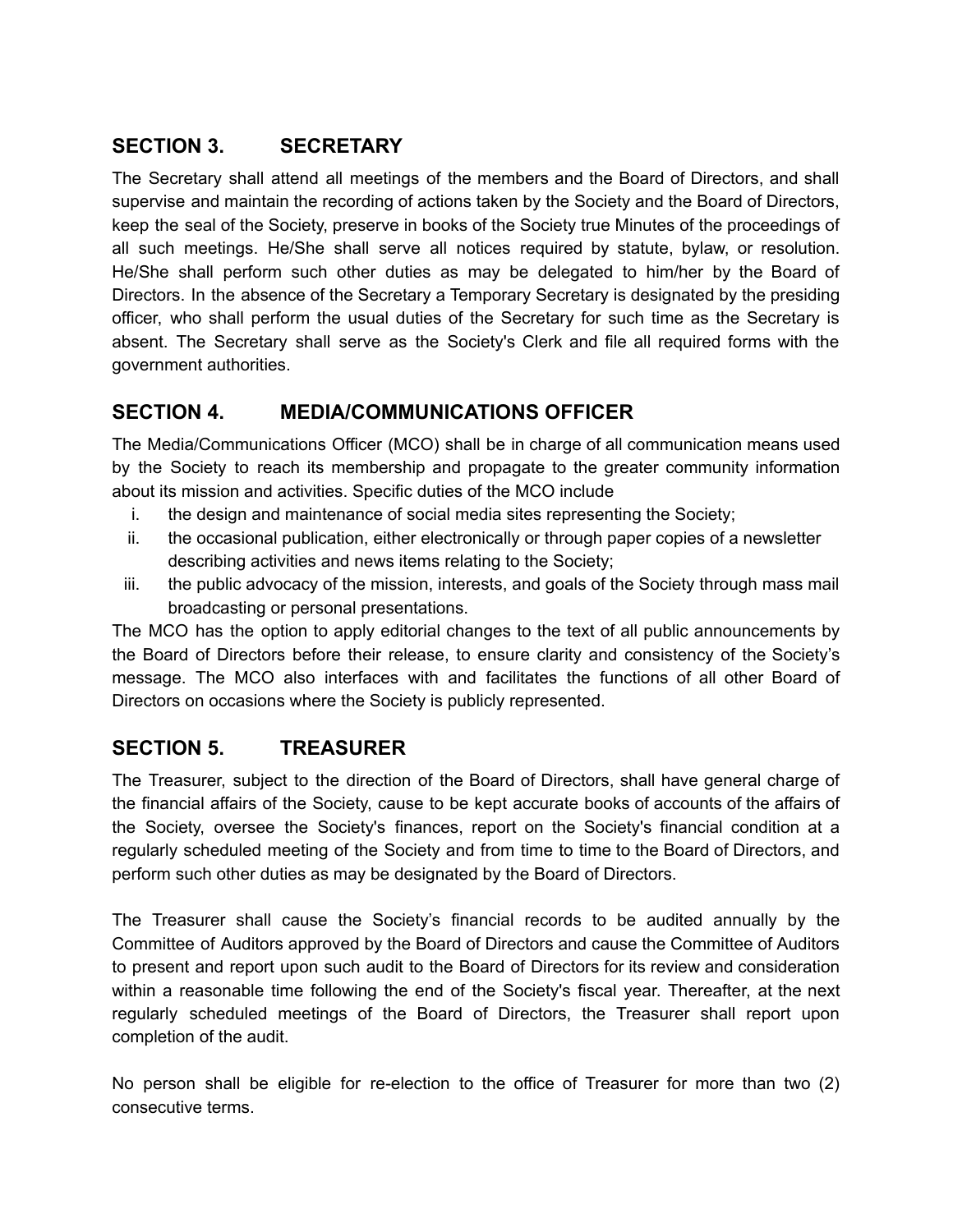## SECTION 3. SECRETARY

The Secretary shall attend all meetings of the members and the Board of Directors, and shall supervise and maintain the recording of actions taken by the Society and the Board of Directors, keep the seal of the Society, preserve in books of the Society true Minutes of the proceedings of all such meetings. He/She shall serve all notices required by statute, bylaw, or resolution. He/She shall perform such other duties as may be delegated to him/her by the Board of Directors. In the absence of the Secretary a Temporary Secretary is designated by the presiding officer, who shall perform the usual duties of the Secretary for such time as the Secretary is absent. The Secretary shall serve as the Society's Clerk and file all required forms with the government authorities.

## SECTION 4. MEDIA/COMMUNICATIONS OFFICER

The Media/Communications Officer (MCO) shall be in charge of all communication means used by the Society to reach its membership and propagate to the greater community information about its mission and activities. Specific duties of the MCO include

i. the design and maintenance of social media sites representing the Society;
ii. the occasional publication, either electronically or through paper copies of a newsletter describing activities and news items relating to the Society;
iii. the public advocacy of the mission, interests, and goals of the Society through mass mail broadcasting or personal presentations.

The MCO has the option to apply editorial changes to the text of all public announcements by the Board of Directors before their release, to ensure clarity and consistency of the Society's message. The MCO also interfaces with and facilitates the functions of all other Board of Directors on occasions where the Society is publicly represented.

## SECTION 5. TREASURER

The Treasurer, subject to the direction of the Board of Directors, shall have general charge of the financial affairs of the Society, cause to be kept accurate books of accounts of the affairs of the Society, oversee the Society's finances, report on the Society's financial condition at a regularly scheduled meeting of the Society and from time to time to the Board of Directors, and perform such other duties as may be designated by the Board of Directors.

The Treasurer shall cause the Society's financial records to be audited annually by the Committee of Auditors approved by the Board of Directors and cause the Committee of Auditors to present and report upon such audit to the Board of Directors for its review and consideration within a reasonable time following the end of the Society's fiscal year. Thereafter, at the next regularly scheduled meetings of the Board of Directors, the Treasurer shall report upon completion of the audit.

No person shall be eligible for re-election to the office of Treasurer for more than two (2) consecutive terms.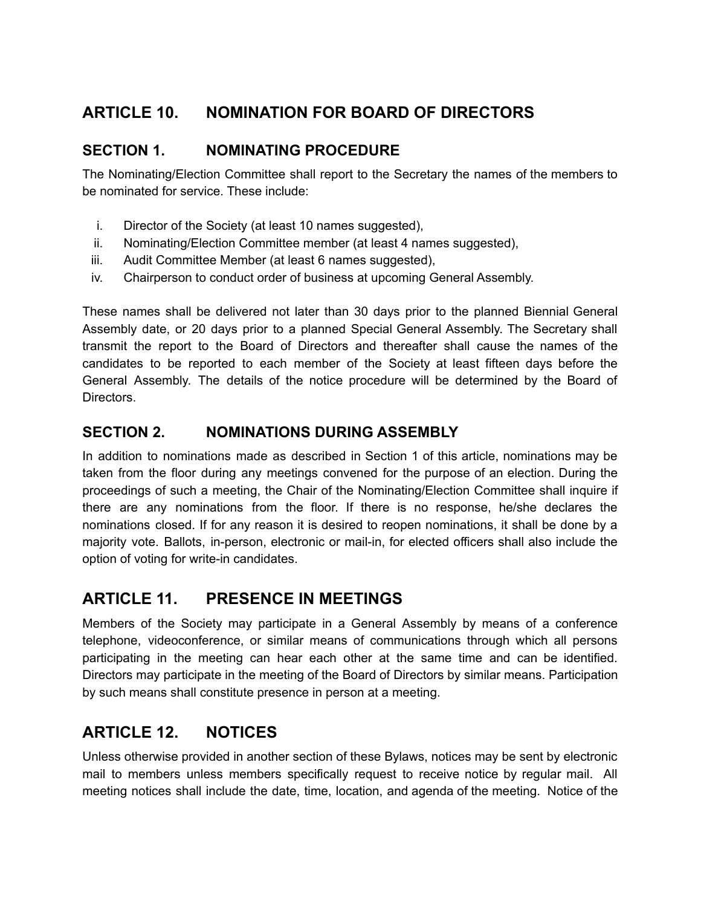## ARTICLE 10. NOMINATION FOR BOARD OF DIRECTORS

### SECTION 1. NOMINATING PROCEDURE

The Nominating/Election Committee shall report to the Secretary the names of the members to be nominated for service. These include:

i. Director of the Society (at least 10 names suggested),
ii. Nominating/Election Committee member (at least 4 names suggested),
iii. Audit Committee Member (at least 6 names suggested),
iv. Chairperson to conduct order of business at upcoming General Assembly.

These names shall be delivered not later than 30 days prior to the planned Biennial General Assembly date, or 20 days prior to a planned Special General Assembly. The Secretary shall transmit the report to the Board of Directors and thereafter shall cause the names of the candidates to be reported to each member of the Society at least fifteen days before the General Assembly. The details of the notice procedure will be determined by the Board of Directors.

### SECTION 2. NOMINATIONS DURING ASSEMBLY

In addition to nominations made as described in Section 1 of this article, nominations may be taken from the floor during any meetings convened for the purpose of an election. During the proceedings of such a meeting, the Chair of the Nominating/Election Committee shall inquire if there are any nominations from the floor. If there is no response, he/she declares the nominations closed. If for any reason it is desired to reopen nominations, it shall be done by a majority vote. Ballots, in-person, electronic or mail-in, for elected officers shall also include the option of voting for write-in candidates.

## ARTICLE 11. PRESENCE IN MEETINGS

Members of the Society may participate in a General Assembly by means of a conference telephone, videoconference, or similar means of communications through which all persons participating in the meeting can hear each other at the same time and can be identified. Directors may participate in the meeting of the Board of Directors by similar means. Participation by such means shall constitute presence in person at a meeting.

## ARTICLE 12. NOTICES

Unless otherwise provided in another section of these Bylaws, notices may be sent by electronic mail to members unless members specifically request to receive notice by regular mail. All meeting notices shall include the date, time, location, and agenda of the meeting. Notice of the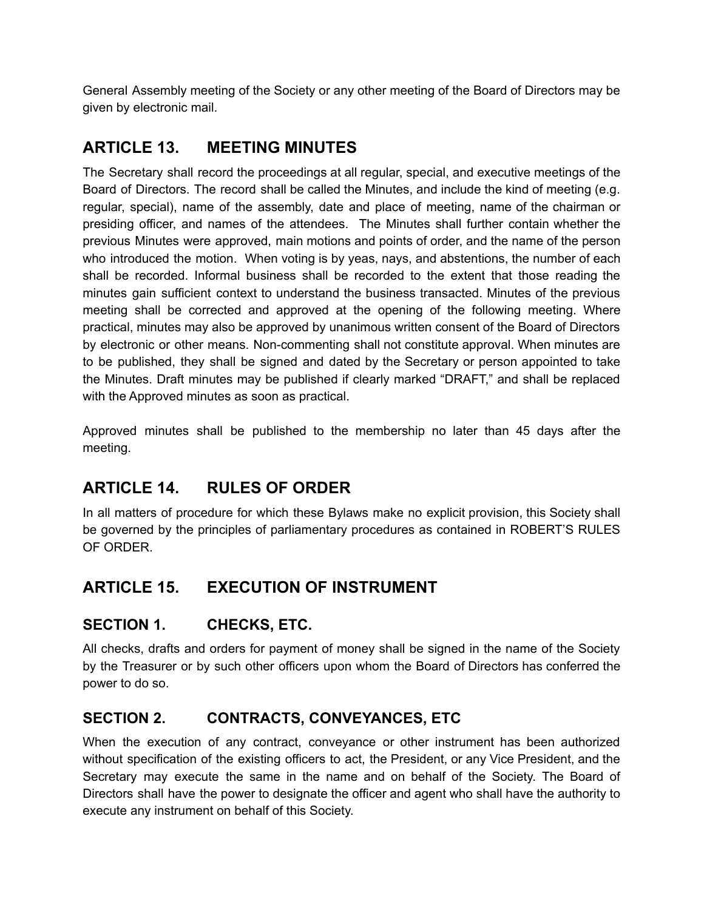General Assembly meeting of the Society or any other meeting of the Board of Directors may be given by electronic mail.

## ARTICLE 13. MEETING MINUTES

The Secretary shall record the proceedings at all regular, special, and executive meetings of the Board of Directors. The record shall be called the Minutes, and include the kind of meeting (e.g. regular, special), name of the assembly, date and place of meeting, name of the chairman or presiding officer, and names of the attendees. The Minutes shall further contain whether the previous Minutes were approved, main motions and points of order, and the name of the person who introduced the motion. When voting is by yeas, nays, and abstentions, the number of each shall be recorded. Informal business shall be recorded to the extent that those reading the minutes gain sufficient context to understand the business transacted. Minutes of the previous meeting shall be corrected and approved at the opening of the following meeting. Where practical, minutes may also be approved by unanimous written consent of the Board of Directors by electronic or other means. Non-commenting shall not constitute approval. When minutes are to be published, they shall be signed and dated by the Secretary or person appointed to take the Minutes. Draft minutes may be published if clearly marked "DRAFT," and shall be replaced with the Approved minutes as soon as practical.

Approved minutes shall be published to the membership no later than 45 days after the meeting.

## ARTICLE 14. RULES OF ORDER

In all matters of procedure for which these Bylaws make no explicit provision, this Society shall be governed by the principles of parliamentary procedures as contained in ROBERT'S RULES OF ORDER.

## ARTICLE 15. EXECUTION OF INSTRUMENT

### SECTION 1. CHECKS, ETC.

All checks, drafts and orders for payment of money shall be signed in the name of the Society by the Treasurer or by such other officers upon whom the Board of Directors has conferred the power to do so.

### SECTION 2. CONTRACTS, CONVEYANCES, ETC

When the execution of any contract, conveyance or other instrument has been authorized without specification of the existing officers to act, the President, or any Vice President, and the Secretary may execute the same in the name and on behalf of the Society. The Board of Directors shall have the power to designate the officer and agent who shall have the authority to execute any instrument on behalf of this Society.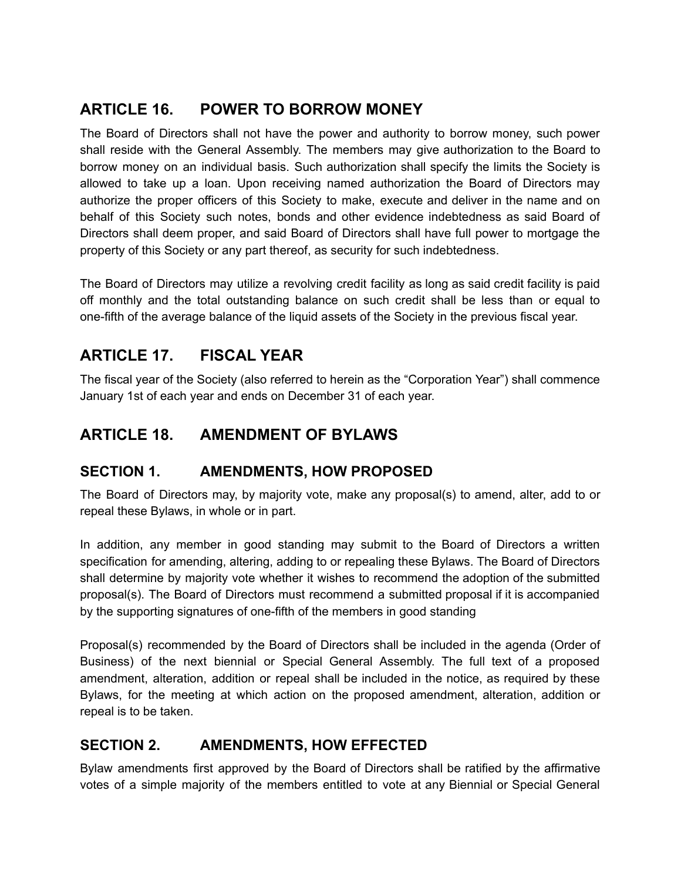## ARTICLE 16. POWER TO BORROW MONEY

The Board of Directors shall not have the power and authority to borrow money, such power shall reside with the General Assembly. The members may give authorization to the Board to borrow money on an individual basis. Such authorization shall specify the limits the Society is allowed to take up a loan. Upon receiving named authorization the Board of Directors may authorize the proper officers of this Society to make, execute and deliver in the name and on behalf of this Society such notes, bonds and other evidence indebtedness as said Board of Directors shall deem proper, and said Board of Directors shall have full power to mortgage the property of this Society or any part thereof, as security for such indebtedness.

The Board of Directors may utilize a revolving credit facility as long as said credit facility is paid off monthly and the total outstanding balance on such credit shall be less than or equal to one-fifth of the average balance of the liquid assets of the Society in the previous fiscal year.

## ARTICLE 17. FISCAL YEAR

The fiscal year of the Society (also referred to herein as the “Corporation Year”) shall commence January 1st of each year and ends on December 31 of each year.

## ARTICLE 18. AMENDMENT OF BYLAWS

### SECTION 1. AMENDMENTS, HOW PROPOSED

The Board of Directors may, by majority vote, make any proposal(s) to amend, alter, add to or repeal these Bylaws, in whole or in part.

In addition, any member in good standing may submit to the Board of Directors a written specification for amending, altering, adding to or repealing these Bylaws. The Board of Directors shall determine by majority vote whether it wishes to recommend the adoption of the submitted proposal(s). The Board of Directors must recommend a submitted proposal if it is accompanied by the supporting signatures of one-fifth of the members in good standing

Proposal(s) recommended by the Board of Directors shall be included in the agenda (Order of Business) of the next biennial or Special General Assembly. The full text of a proposed amendment, alteration, addition or repeal shall be included in the notice, as required by these Bylaws, for the meeting at which action on the proposed amendment, alteration, addition or repeal is to be taken.

### SECTION 2. AMENDMENTS, HOW EFFECTED

Bylaw amendments first approved by the Board of Directors shall be ratified by the affirmative votes of a simple majority of the members entitled to vote at any Biennial or Special General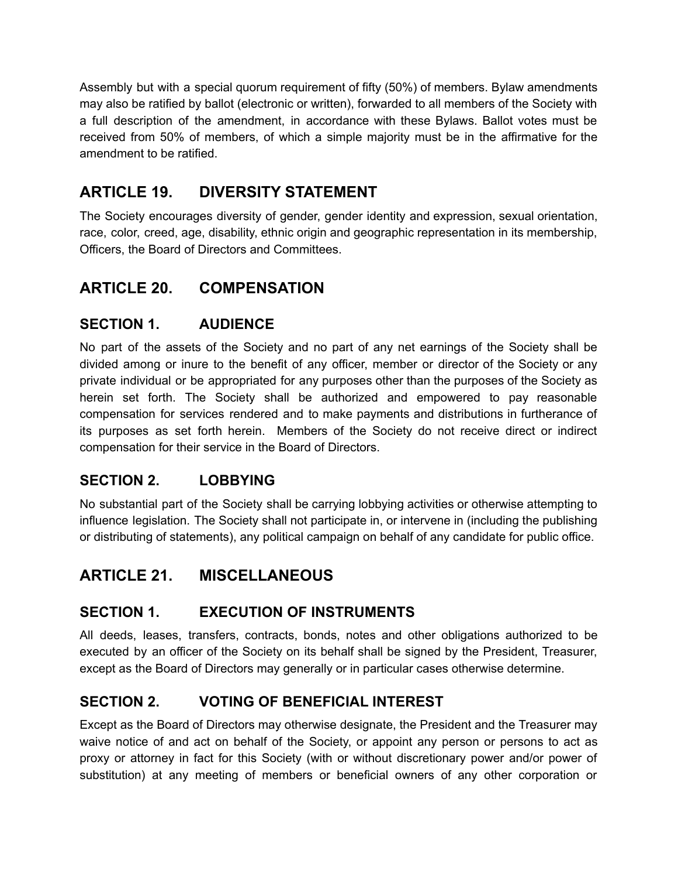Assembly but with a special quorum requirement of fifty (50%) of members. Bylaw amendments may also be ratified by ballot (electronic or written), forwarded to all members of the Society with a full description of the amendment, in accordance with these Bylaws. Ballot votes must be received from 50% of members, of which a simple majority must be in the affirmative for the amendment to be ratified.

## ARTICLE 19. DIVERSITY STATEMENT

The Society encourages diversity of gender, gender identity and expression, sexual orientation, race, color, creed, age, disability, ethnic origin and geographic representation in its membership, Officers, the Board of Directors and Committees.

## ARTICLE 20. COMPENSATION

### SECTION 1. AUDIENCE

No part of the assets of the Society and no part of any net earnings of the Society shall be divided among or inure to the benefit of any officer, member or director of the Society or any private individual or be appropriated for any purposes other than the purposes of the Society as herein set forth. The Society shall be authorized and empowered to pay reasonable compensation for services rendered and to make payments and distributions in furtherance of its purposes as set forth herein. Members of the Society do not receive direct or indirect compensation for their service in the Board of Directors.

### SECTION 2. LOBBYING

No substantial part of the Society shall be carrying lobbying activities or otherwise attempting to influence legislation. The Society shall not participate in, or intervene in (including the publishing or distributing of statements), any political campaign on behalf of any candidate for public office.

## ARTICLE 21. MISCELLANEOUS

### SECTION 1. EXECUTION OF INSTRUMENTS

All deeds, leases, transfers, contracts, bonds, notes and other obligations authorized to be executed by an officer of the Society on its behalf shall be signed by the President, Treasurer, except as the Board of Directors may generally or in particular cases otherwise determine.

### SECTION 2. VOTING OF BENEFICIAL INTEREST

Except as the Board of Directors may otherwise designate, the President and the Treasurer may waive notice of and act on behalf of the Society, or appoint any person or persons to act as proxy or attorney in fact for this Society (with or without discretionary power and/or power of substitution) at any meeting of members or beneficial owners of any other corporation or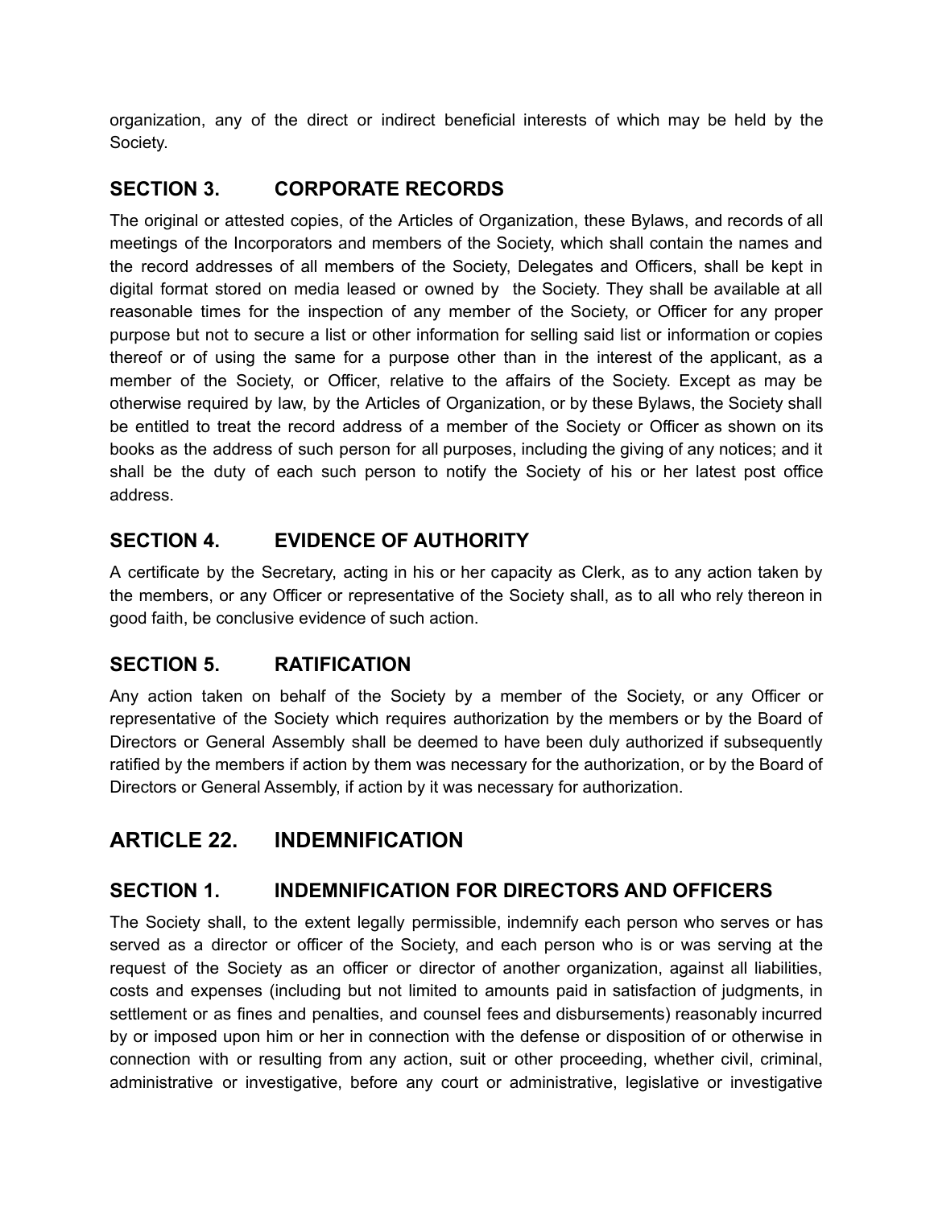organization, any of the direct or indirect beneficial interests of which may be held by the Society.

### SECTION 3. CORPORATE RECORDS

The original or attested copies, of the Articles of Organization, these Bylaws, and records of all meetings of the Incorporators and members of the Society, which shall contain the names and the record addresses of all members of the Society, Delegates and Officers, shall be kept in digital format stored on media leased or owned by the Society. They shall be available at all reasonable times for the inspection of any member of the Society, or Officer for any proper purpose but not to secure a list or other information for selling said list or information or copies thereof or of using the same for a purpose other than in the interest of the applicant, as a member of the Society, or Officer, relative to the affairs of the Society. Except as may be otherwise required by law, by the Articles of Organization, or by these Bylaws, the Society shall be entitled to treat the record address of a member of the Society or Officer as shown on its books as the address of such person for all purposes, including the giving of any notices; and it shall be the duty of each such person to notify the Society of his or her latest post office address.

### SECTION 4. EVIDENCE OF AUTHORITY

A certificate by the Secretary, acting in his or her capacity as Clerk, as to any action taken by the members, or any Officer or representative of the Society shall, as to all who rely thereon in good faith, be conclusive evidence of such action.

### SECTION 5. RATIFICATION

Any action taken on behalf of the Society by a member of the Society, or any Officer or representative of the Society which requires authorization by the members or by the Board of Directors or General Assembly shall be deemed to have been duly authorized if subsequently ratified by the members if action by them was necessary for the authorization, or by the Board of Directors or General Assembly, if action by it was necessary for authorization.

## ARTICLE 22. INDEMNIFICATION

### SECTION 1. INDEMNIFICATION FOR DIRECTORS AND OFFICERS

The Society shall, to the extent legally permissible, indemnify each person who serves or has served as a director or officer of the Society, and each person who is or was serving at the request of the Society as an officer or director of another organization, against all liabilities, costs and expenses (including but not limited to amounts paid in satisfaction of judgments, in settlement or as fines and penalties, and counsel fees and disbursements) reasonably incurred by or imposed upon him or her in connection with the defense or disposition of or otherwise in connection with or resulting from any action, suit or other proceeding, whether civil, criminal, administrative or investigative, before any court or administrative, legislative or investigative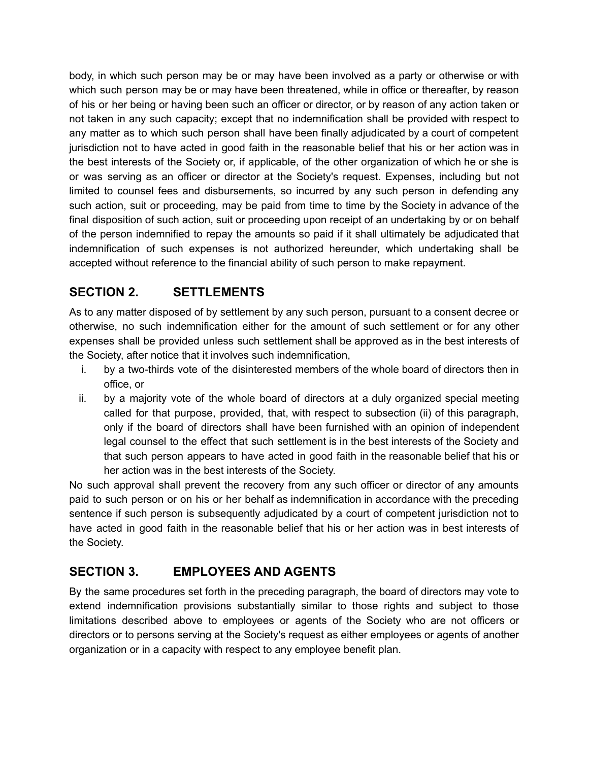body, in which such person may be or may have been involved as a party or otherwise or with which such person may be or may have been threatened, while in office or thereafter, by reason of his or her being or having been such an officer or director, or by reason of any action taken or not taken in any such capacity; except that no indemnification shall be provided with respect to any matter as to which such person shall have been finally adjudicated by a court of competent jurisdiction not to have acted in good faith in the reasonable belief that his or her action was in the best interests of the Society or, if applicable, of the other organization of which he or she is or was serving as an officer or director at the Society's request. Expenses, including but not limited to counsel fees and disbursements, so incurred by any such person in defending any such action, suit or proceeding, may be paid from time to time by the Society in advance of the final disposition of such action, suit or proceeding upon receipt of an undertaking by or on behalf of the person indemnified to repay the amounts so paid if it shall ultimately be adjudicated that indemnification of such expenses is not authorized hereunder, which undertaking shall be accepted without reference to the financial ability of such person to make repayment.

## SECTION 2. SETTLEMENTS

As to any matter disposed of by settlement by any such person, pursuant to a consent decree or otherwise, no such indemnification either for the amount of such settlement or for any other expenses shall be provided unless such settlement shall be approved as in the best interests of the Society, after notice that it involves such indemnification,

i. by a two-thirds vote of the disinterested members of the whole board of directors then in office, or
ii. by a majority vote of the whole board of directors at a duly organized special meeting called for that purpose, provided, that, with respect to subsection (ii) of this paragraph, only if the board of directors shall have been furnished with an opinion of independent legal counsel to the effect that such settlement is in the best interests of the Society and that such person appears to have acted in good faith in the reasonable belief that his or her action was in the best interests of the Society.

No such approval shall prevent the recovery from any such officer or director of any amounts paid to such person or on his or her behalf as indemnification in accordance with the preceding sentence if such person is subsequently adjudicated by a court of competent jurisdiction not to have acted in good faith in the reasonable belief that his or her action was in best interests of the Society.

## SECTION 3. EMPLOYEES AND AGENTS

By the same procedures set forth in the preceding paragraph, the board of directors may vote to extend indemnification provisions substantially similar to those rights and subject to those limitations described above to employees or agents of the Society who are not officers or directors or to persons serving at the Society's request as either employees or agents of another organization or in a capacity with respect to any employee benefit plan.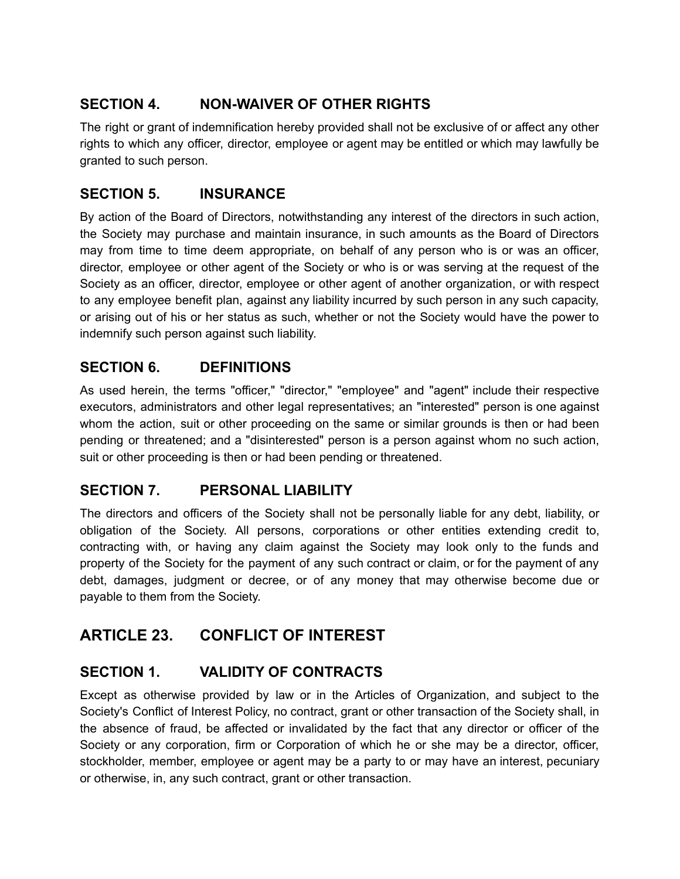## SECTION 4. NON-WAIVER OF OTHER RIGHTS

The right or grant of indemnification hereby provided shall not be exclusive of or affect any other rights to which any officer, director, employee or agent may be entitled or which may lawfully be granted to such person.

## SECTION 5. INSURANCE

By action of the Board of Directors, notwithstanding any interest of the directors in such action, the Society may purchase and maintain insurance, in such amounts as the Board of Directors may from time to time deem appropriate, on behalf of any person who is or was an officer, director, employee or other agent of the Society or who is or was serving at the request of the Society as an officer, director, employee or other agent of another organization, or with respect to any employee benefit plan, against any liability incurred by such person in any such capacity, or arising out of his or her status as such, whether or not the Society would have the power to indemnify such person against such liability.

## SECTION 6. DEFINITIONS

As used herein, the terms "officer," "director," "employee" and "agent" include their respective executors, administrators and other legal representatives; an "interested" person is one against whom the action, suit or other proceeding on the same or similar grounds is then or had been pending or threatened; and a "disinterested" person is a person against whom no such action, suit or other proceeding is then or had been pending or threatened.

## SECTION 7. PERSONAL LIABILITY

The directors and officers of the Society shall not be personally liable for any debt, liability, or obligation of the Society. All persons, corporations or other entities extending credit to, contracting with, or having any claim against the Society may look only to the funds and property of the Society for the payment of any such contract or claim, or for the payment of any debt, damages, judgment or decree, or of any money that may otherwise become due or payable to them from the Society.

# ARTICLE 23. CONFLICT OF INTEREST

## SECTION 1. VALIDITY OF CONTRACTS

Except as otherwise provided by law or in the Articles of Organization, and subject to the Society's Conflict of Interest Policy, no contract, grant or other transaction of the Society shall, in the absence of fraud, be affected or invalidated by the fact that any director or officer of the Society or any corporation, firm or Corporation of which he or she may be a director, officer, stockholder, member, employee or agent may be a party to or may have an interest, pecuniary or otherwise, in, any such contract, grant or other transaction.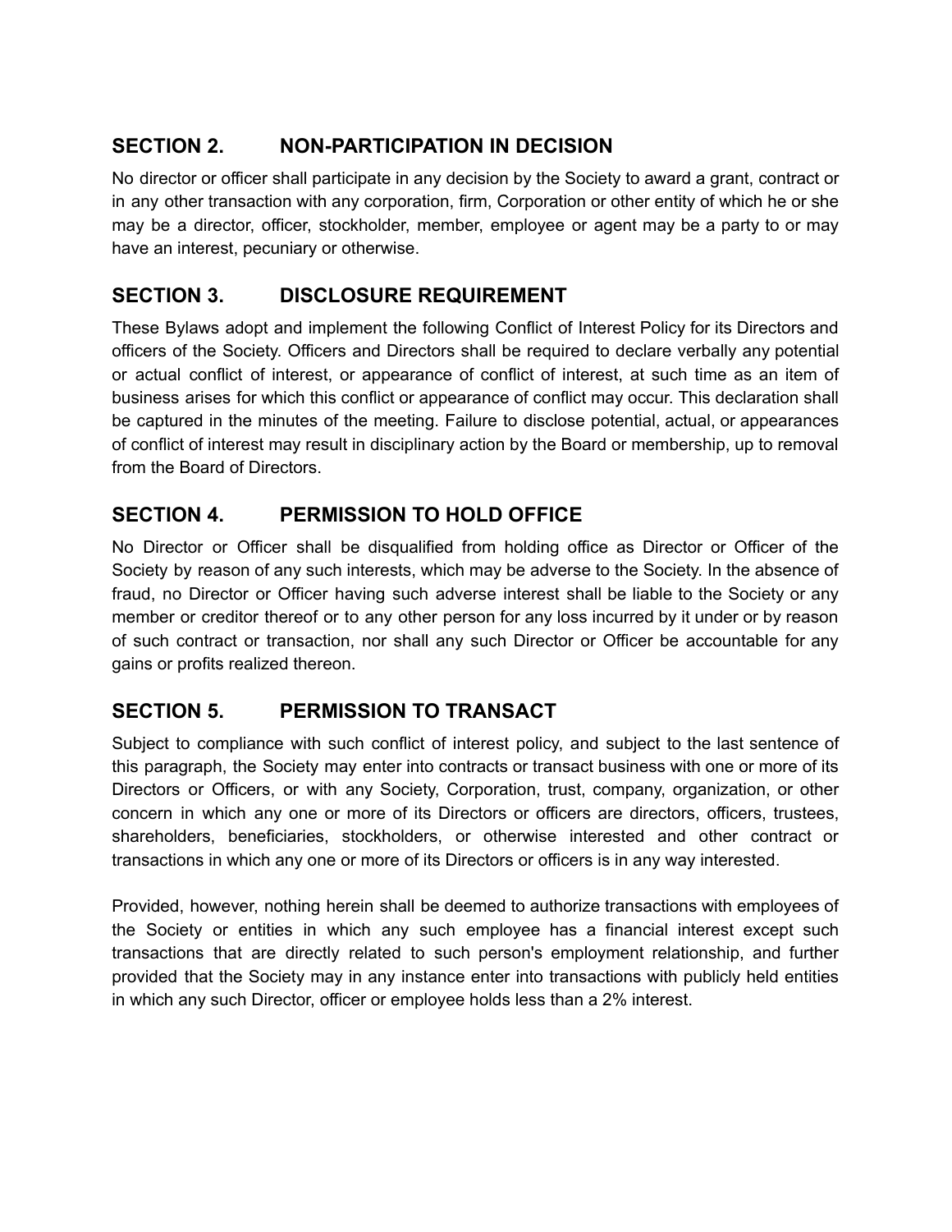## SECTION 2. NON-PARTICIPATION IN DECISION

No director or officer shall participate in any decision by the Society to award a grant, contract or in any other transaction with any corporation, firm, Corporation or other entity of which he or she may be a director, officer, stockholder, member, employee or agent may be a party to or may have an interest, pecuniary or otherwise.

## SECTION 3. DISCLOSURE REQUIREMENT

These Bylaws adopt and implement the following Conflict of Interest Policy for its Directors and officers of the Society. Officers and Directors shall be required to declare verbally any potential or actual conflict of interest, or appearance of conflict of interest, at such time as an item of business arises for which this conflict or appearance of conflict may occur. This declaration shall be captured in the minutes of the meeting. Failure to disclose potential, actual, or appearances of conflict of interest may result in disciplinary action by the Board or membership, up to removal from the Board of Directors.

## SECTION 4. PERMISSION TO HOLD OFFICE

No Director or Officer shall be disqualified from holding office as Director or Officer of the Society by reason of any such interests, which may be adverse to the Society. In the absence of fraud, no Director or Officer having such adverse interest shall be liable to the Society or any member or creditor thereof or to any other person for any loss incurred by it under or by reason of such contract or transaction, nor shall any such Director or Officer be accountable for any gains or profits realized thereon.

## SECTION 5. PERMISSION TO TRANSACT

Subject to compliance with such conflict of interest policy, and subject to the last sentence of this paragraph, the Society may enter into contracts or transact business with one or more of its Directors or Officers, or with any Society, Corporation, trust, company, organization, or other concern in which any one or more of its Directors or officers are directors, officers, trustees, shareholders, beneficiaries, stockholders, or otherwise interested and other contract or transactions in which any one or more of its Directors or officers is in any way interested.

Provided, however, nothing herein shall be deemed to authorize transactions with employees of the Society or entities in which any such employee has a financial interest except such transactions that are directly related to such person's employment relationship, and further provided that the Society may in any instance enter into transactions with publicly held entities in which any such Director, officer or employee holds less than a 2% interest.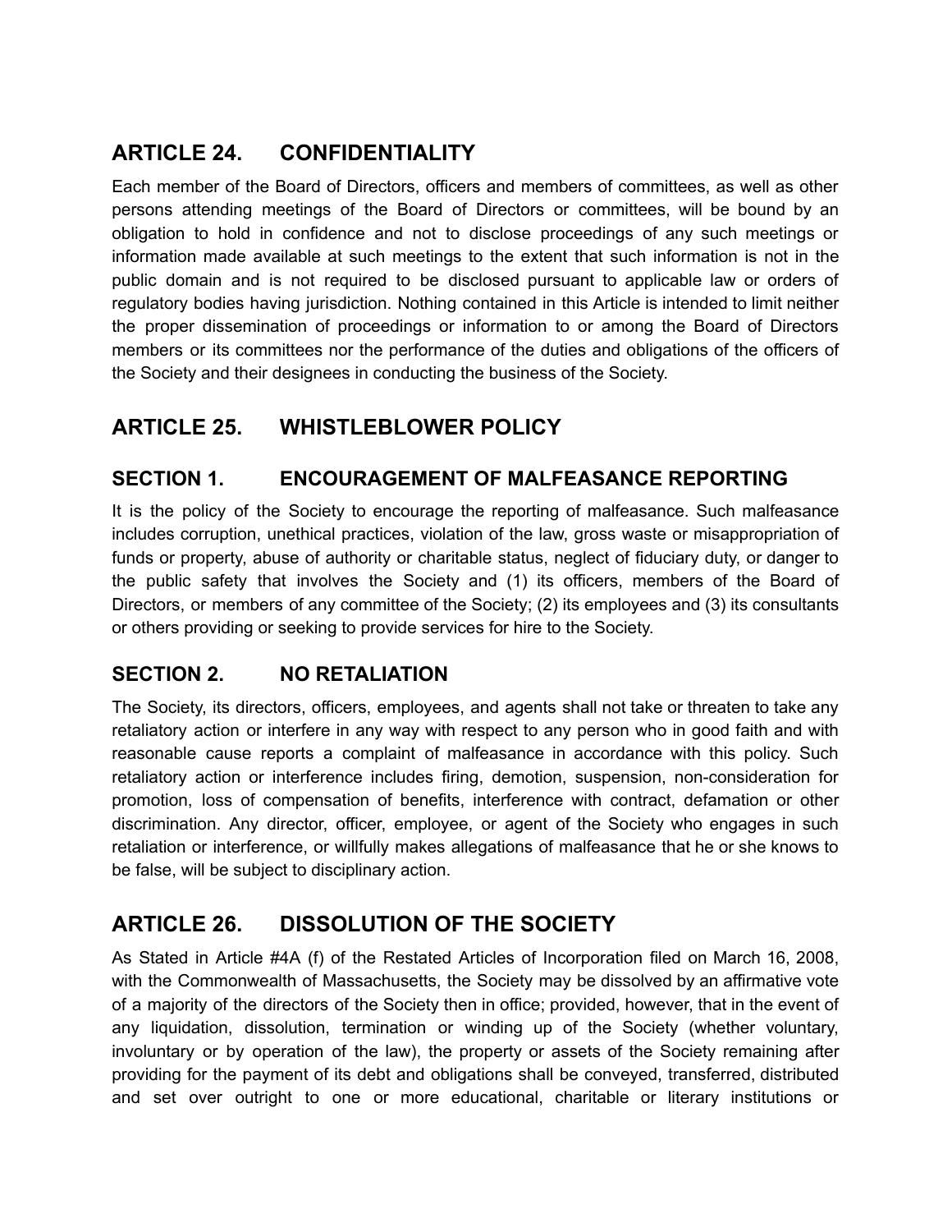## ARTICLE 24. CONFIDENTIALITY

Each member of the Board of Directors, officers and members of committees, as well as other persons attending meetings of the Board of Directors or committees, will be bound by an obligation to hold in confidence and not to disclose proceedings of any such meetings or information made available at such meetings to the extent that such information is not in the public domain and is not required to be disclosed pursuant to applicable law or orders of regulatory bodies having jurisdiction. Nothing contained in this Article is intended to limit neither the proper dissemination of proceedings or information to or among the Board of Directors members or its committees nor the performance of the duties and obligations of the officers of the Society and their designees in conducting the business of the Society.

## ARTICLE 25. WHISTLEBLOWER POLICY

### SECTION 1. ENCOURAGEMENT OF MALFEASANCE REPORTING

It is the policy of the Society to encourage the reporting of malfeasance. Such malfeasance includes corruption, unethical practices, violation of the law, gross waste or misappropriation of funds or property, abuse of authority or charitable status, neglect of fiduciary duty, or danger to the public safety that involves the Society and (1) its officers, members of the Board of Directors, or members of any committee of the Society; (2) its employees and (3) its consultants or others providing or seeking to provide services for hire to the Society.

### SECTION 2. NO RETALIATION

The Society, its directors, officers, employees, and agents shall not take or threaten to take any retaliatory action or interfere in any way with respect to any person who in good faith and with reasonable cause reports a complaint of malfeasance in accordance with this policy. Such retaliatory action or interference includes firing, demotion, suspension, non-consideration for promotion, loss of compensation of benefits, interference with contract, defamation or other discrimination. Any director, officer, employee, or agent of the Society who engages in such retaliation or interference, or willfully makes allegations of malfeasance that he or she knows to be false, will be subject to disciplinary action.

## ARTICLE 26. DISSOLUTION OF THE SOCIETY

As Stated in Article #4A (f) of the Restated Articles of Incorporation filed on March 16, 2008, with the Commonwealth of Massachusetts, the Society may be dissolved by an affirmative vote of a majority of the directors of the Society then in office; provided, however, that in the event of any liquidation, dissolution, termination or winding up of the Society (whether voluntary, involuntary or by operation of the law), the property or assets of the Society remaining after providing for the payment of its debt and obligations shall be conveyed, transferred, distributed and set over outright to one or more educational, charitable or literary institutions or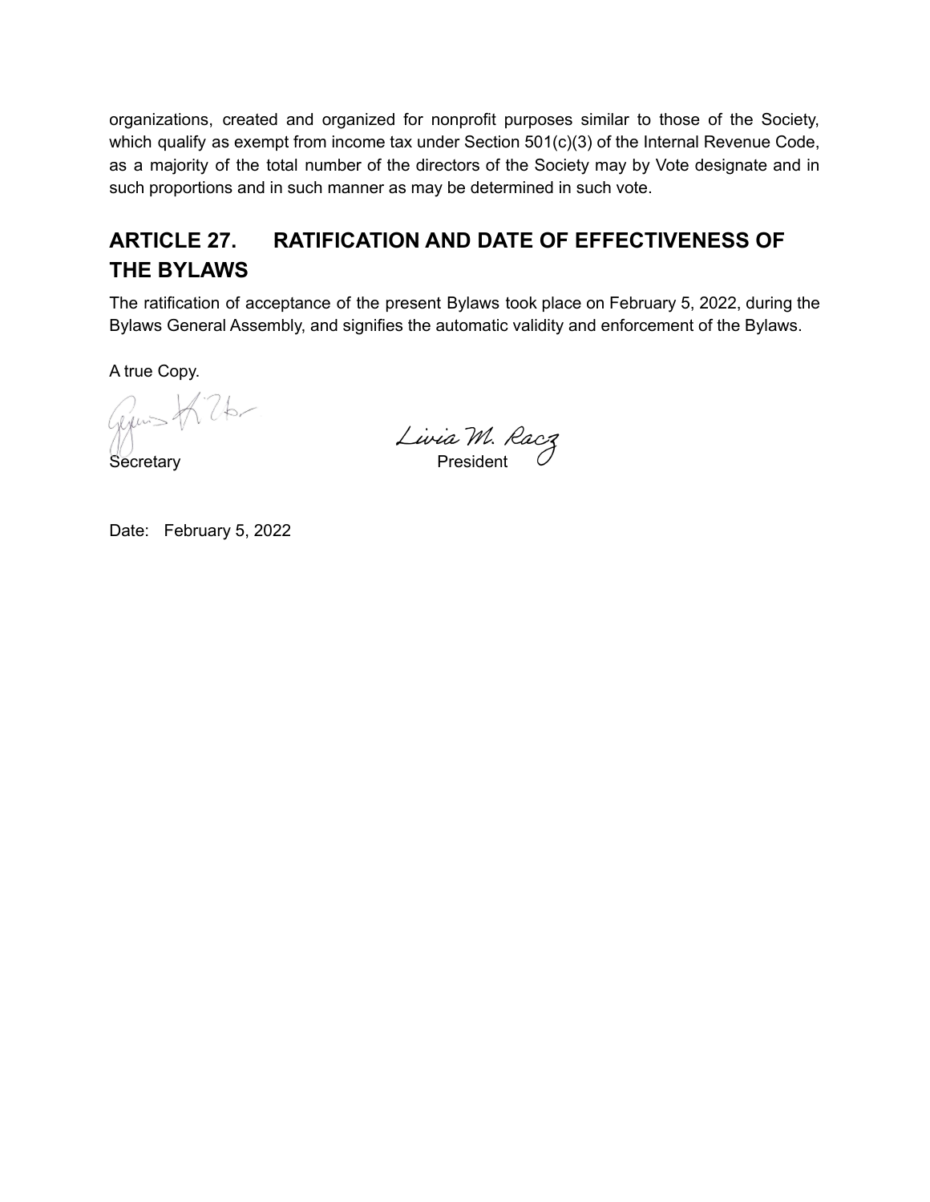organizations, created and organized for nonprofit purposes similar to those of the Society, which qualify as exempt from income tax under Section 501(c)(3) of the Internal Revenue Code, as a majority of the total number of the directors of the Society may by Vote designate and in such proportions and in such manner as may be determined in such vote.

## ARTICLE 27. RATIFICATION AND DATE OF EFFECTIVENESS OF THE BYLAWS

The ratification of acceptance of the present Bylaws took place on February 5, 2022, during the Bylaws General Assembly, and signifies the automatic validity and enforcement of the Bylaws.

A true Copy.

Secretary

Livia M. Racz
President

Date: February 5, 2022